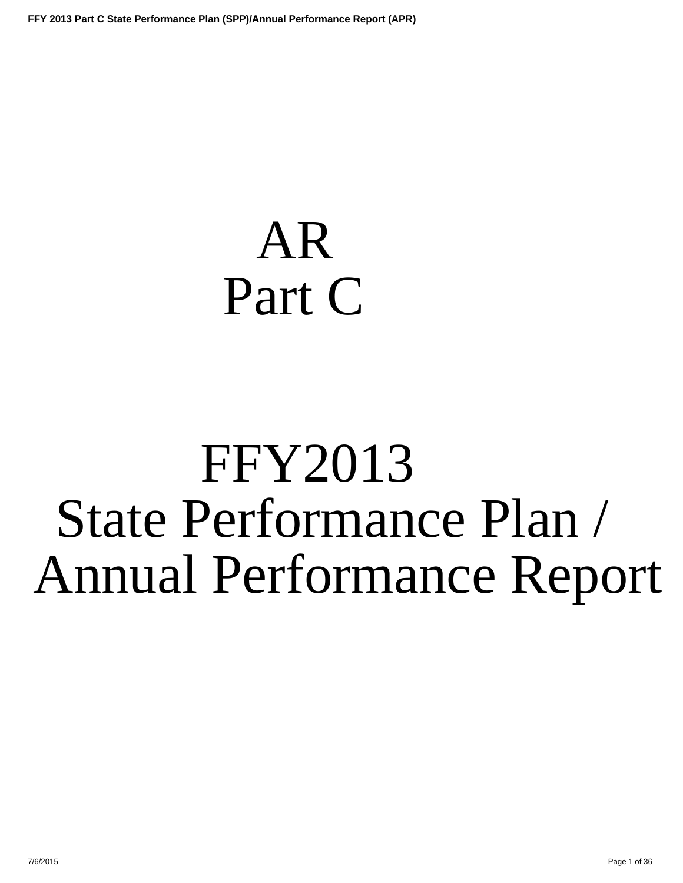# AR
# Part C

# FFY2013
# State Performance Plan / Annual Performance Report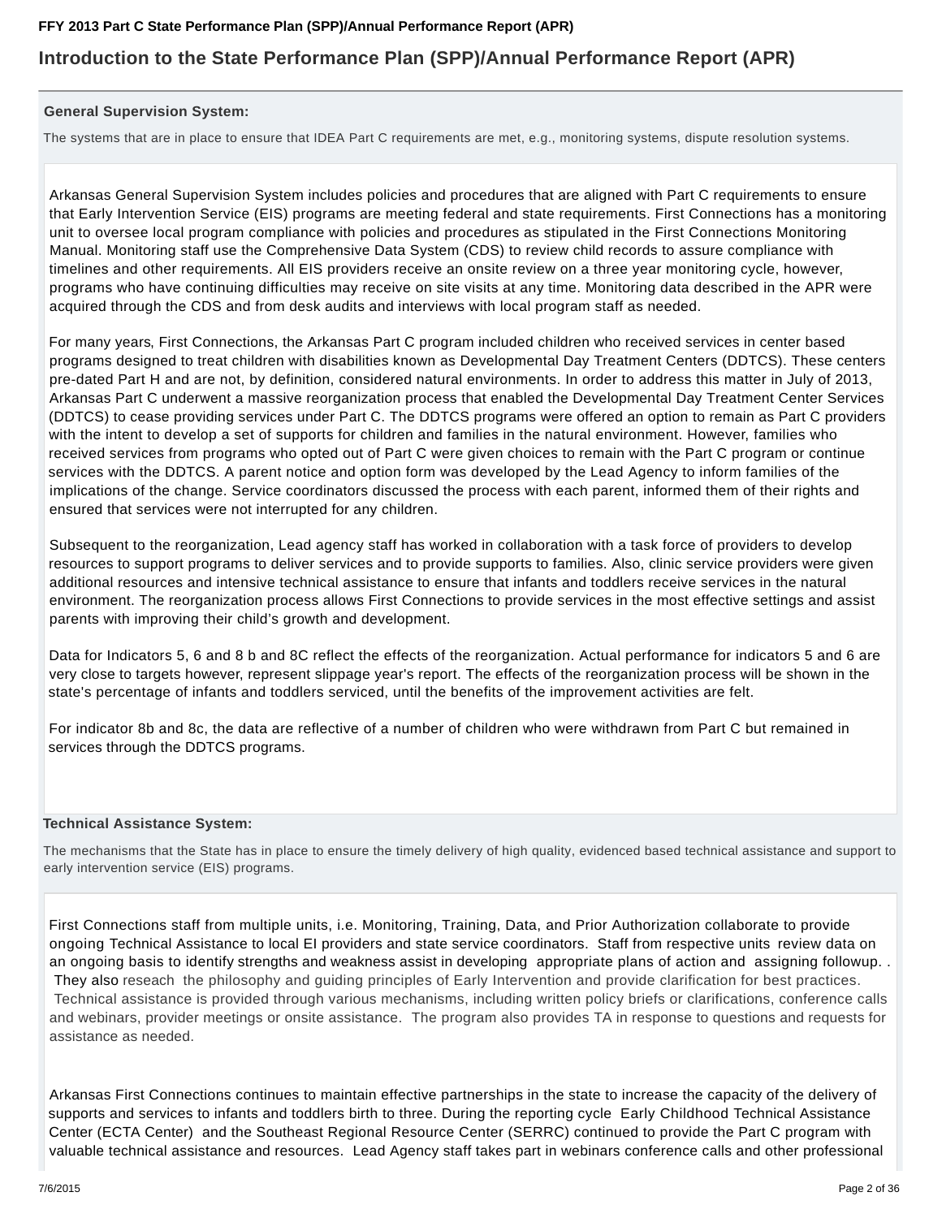## Introduction to the State Performance Plan (SPP)/Annual Performance Report (APR)

### General Supervision System:

The systems that are in place to ensure that IDEA Part C requirements are met, e.g., monitoring systems, dispute resolution systems.

Arkansas General Supervision System includes policies and procedures that are aligned with Part C requirements to ensure that Early Intervention Service (EIS) programs are meeting federal and state requirements. First Connections has a monitoring unit to oversee local program compliance with policies and procedures as stipulated in the First Connections Monitoring Manual. Monitoring staff use the Comprehensive Data System (CDS) to review child records to assure compliance with timelines and other requirements. All EIS providers receive an onsite review on a three year monitoring cycle, however, programs who have continuing difficulties may receive on site visits at any time. Monitoring data described in the APR were acquired through the CDS and from desk audits and interviews with local program staff as needed.

For many years, First Connections, the Arkansas Part C program included children who received services in center based programs designed to treat children with disabilities known as Developmental Day Treatment Centers (DDTCS). These centers pre-dated Part H and are not, by definition, considered natural environments. In order to address this matter in July of 2013, Arkansas Part C underwent a massive reorganization process that enabled the Developmental Day Treatment Center Services (DDTCS) to cease providing services under Part C. The DDTCS programs were offered an option to remain as Part C providers with the intent to develop a set of supports for children and families in the natural environment. However, families who received services from programs who opted out of Part C were given choices to remain with the Part C program or continue services with the DDTCS. A parent notice and option form was developed by the Lead Agency to inform families of the implications of the change. Service coordinators discussed the process with each parent, informed them of their rights and ensured that services were not interrupted for any children.

Subsequent to the reorganization, Lead agency staff has worked in collaboration with a task force of providers to develop resources to support programs to deliver services and to provide supports to families. Also, clinic service providers were given additional resources and intensive technical assistance to ensure that infants and toddlers receive services in the natural environment. The reorganization process allows First Connections to provide services in the most effective settings and assist parents with improving their child’s growth and development.

Data for Indicators 5, 6 and 8 b and 8C reflect the effects of the reorganization. Actual performance for indicators 5 and 6 are very close to targets however, represent slippage year's report. The effects of the reorganization process will be shown in the state's percentage of infants and toddlers serviced, until the benefits of the improvement activities are felt.

For indicator 8b and 8c, the data are reflective of a number of children who were withdrawn from Part C but remained in services through the DDTCS programs.

### Technical Assistance System:

The mechanisms that the State has in place to ensure the timely delivery of high quality, evidenced based technical assistance and support to early intervention service (EIS) programs.

First Connections staff from multiple units, i.e. Monitoring, Training, Data, and Prior Authorization collaborate to provide ongoing Technical Assistance to local EI providers and state service coordinators. Staff from respective units review data on an ongoing basis to identify strengths and weakness assist in developing appropriate plans of action and assigning followup. . They also reseach the philosophy and guiding principles of Early Intervention and provide clarification for best practices. Technical assistance is provided through various mechanisms, including written policy briefs or clarifications, conference calls and webinars, provider meetings or onsite assistance. The program also provides TA in response to questions and requests for assistance as needed.

Arkansas First Connections continues to maintain effective partnerships in the state to increase the capacity of the delivery of supports and services to infants and toddlers birth to three. During the reporting cycle Early Childhood Technical Assistance Center (ECTA Center) and the Southeast Regional Resource Center (SERRC) continued to provide the Part C program with valuable technical assistance and resources. Lead Agency staff takes part in webinars conference calls and other professional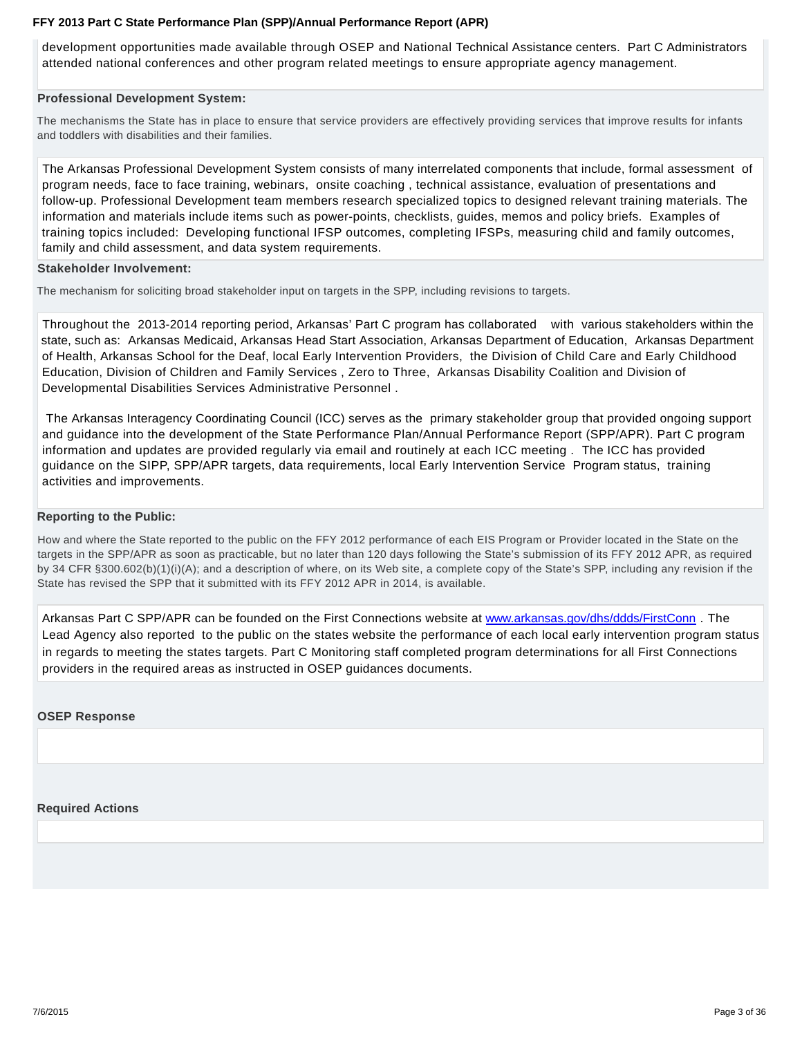development opportunities made available through OSEP and National Technical Assistance centers. Part C Administrators attended national conferences and other program related meetings to ensure appropriate agency management.

**Professional Development System:**

The mechanisms the State has in place to ensure that service providers are effectively providing services that improve results for infants and toddlers with disabilities and their families.

The Arkansas Professional Development System consists of many interrelated components that include, formal assessment of program needs, face to face training, webinars, onsite coaching , technical assistance, evaluation of presentations and follow-up. Professional Development team members research specialized topics to designed relevant training materials. The information and materials include items such as power-points, checklists, guides, memos and policy briefs. Examples of training topics included: Developing functional IFSP outcomes, completing IFSPs, measuring child and family outcomes, family and child assessment, and data system requirements.

**Stakeholder Involvement:**

The mechanism for soliciting broad stakeholder input on targets in the SPP, including revisions to targets.

Throughout the 2013-2014 reporting period, Arkansas' Part C program has collaborated with various stakeholders within the state, such as: Arkansas Medicaid, Arkansas Head Start Association, Arkansas Department of Education, Arkansas Department of Health, Arkansas School for the Deaf, local Early Intervention Providers, the Division of Child Care and Early Childhood Education, Division of Children and Family Services , Zero to Three, Arkansas Disability Coalition and Division of Developmental Disabilities Services Administrative Personnel .

The Arkansas Interagency Coordinating Council (ICC) serves as the primary stakeholder group that provided ongoing support and guidance into the development of the State Performance Plan/Annual Performance Report (SPP/APR). Part C program information and updates are provided regularly via email and routinely at each ICC meeting . The ICC has provided guidance on the SIPP, SPP/APR targets, data requirements, local Early Intervention Service Program status, training activities and improvements.

**Reporting to the Public:**

How and where the State reported to the public on the FFY 2012 performance of each EIS Program or Provider located in the State on the targets in the SPP/APR as soon as practicable, but no later than 120 days following the State's submission of its FFY 2012 APR, as required by 34 CFR §300.602(b)(1)(i)(A); and a description of where, on its Web site, a complete copy of the State's SPP, including any revision if the State has revised the SPP that it submitted with its FFY 2012 APR in 2014, is available.

Arkansas Part C SPP/APR can be founded on the First Connections website at www.arkansas.gov/dhs/ddds/FirstConn . The Lead Agency also reported to the public on the states website the performance of each local early intervention program status in regards to meeting the states targets. Part C Monitoring staff completed program determinations for all First Connections providers in the required areas as instructed in OSEP guidances documents.

**OSEP Response**

**Required Actions**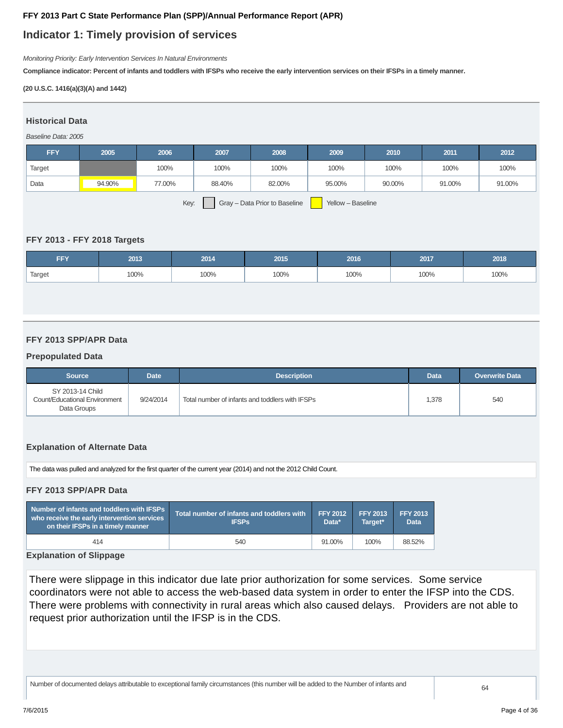**FFY 2013 Part C State Performance Plan (SPP)/Annual Performance Report (APR)**

# Indicator 1: Timely provision of services

*Monitoring Priority: Early Intervention Services In Natural Environments*

**Compliance indicator: Percent of infants and toddlers with IFSPs who receive the early intervention services on their IFSPs in a timely manner.**

**(20 U.S.C. 1416(a)(3)(A) and 1442)**

## Historical Data

*Baseline Data: 2005*

| FFY | 2005 | 2006 | 2007 | 2008 | 2009 | 2010 | 2011 | 2012 |
|---|---|---|---|---|---|---|---|---|
| Target | | 100% | 100% | 100% | 100% | 100% | 100% | 100% |
| Data | 94.90% | 77.00% | 88.40% | 82.00% | 95.00% | 90.00% | 91.00% | 91.00% |

Key: Gray – Data Prior to Baseline | Yellow – Baseline

## FFY 2013 - FFY 2018 Targets

| FFY | 2013 | 2014 | 2015 | 2016 | 2017 | 2018 |
|---|---|---|---|---|---|---|
| Target | 100% | 100% | 100% | 100% | 100% | 100% |

## FFY 2013 SPP/APR Data

### Prepopulated Data

| Source | Date | Description | Data | Overwrite Data |
|---|---|---|---|---|
| SY 2013-14 Child Count/Educational Environment Data Groups | 9/24/2014 | Total number of infants and toddlers with IFSPs | 1,378 | 540 |

### Explanation of Alternate Data

The data was pulled and analyzed for the first quarter of the current year (2014) and not the 2012 Child Count.

### FFY 2013 SPP/APR Data

| Number of infants and toddlers with IFSPs who receive the early intervention services on their IFSPs in a timely manner | Total number of infants and toddlers with IFSPs | FFY 2012 Data* | FFY 2013 Target* | FFY 2013 Data |
|---|---|---|---|---|
| 414 | 540 | 91.00% | 100% | 88.52% |

### Explanation of Slippage

There were slippage in this indicator due late prior authorization for some services. Some service coordinators were not able to access the web-based data system in order to enter the IFSP into the CDS. There were problems with connectivity in rural areas which also caused delays. Providers are not able to request prior authorization until the IFSP is in the CDS.

| Number of documented delays attributable to exceptional family circumstances (this number will be added to the Number of infants and | 64 |
|---|---|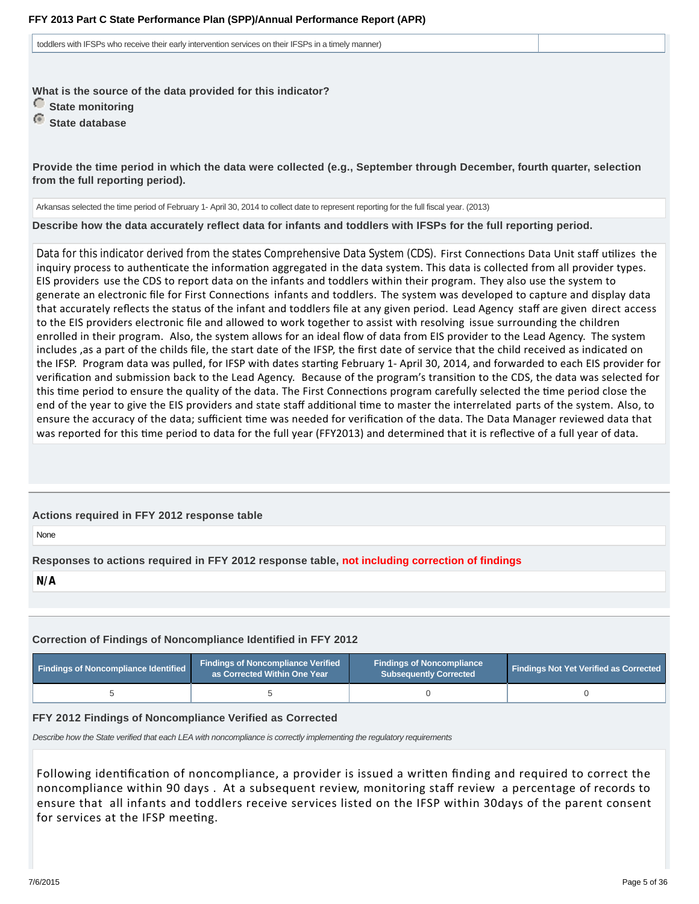| toddlers with IFSPs who receive their early intervention services on their IFSPs in a timely manner) | |
|---|---|

**What is the source of the data provided for this indicator?**

- State monitoring
- State database

**Provide the time period in which the data were collected (e.g., September through December, fourth quarter, selection from the full reporting period).**

Arkansas selected the time period of February 1- April 30, 2014 to collect date to represent reporting for the full fiscal year. (2013)

**Describe how the data accurately reflect data for infants and toddlers with IFSPs for the full reporting period.**

Data for this indicator derived from the states Comprehensive Data System (CDS). First Connections Data Unit staff utilizes the inquiry process to authenticate the information aggregated in the data system. This data is collected from all provider types. EIS providers use the CDS to report data on the infants and toddlers within their program. They also use the system to generate an electronic file for First Connections infants and toddlers. The system was developed to capture and display data that accurately reflects the status of the infant and toddlers file at any given period. Lead Agency staff are given direct access to the EIS providers electronic file and allowed to work together to assist with resolving issue surrounding the children enrolled in their program. Also, the system allows for an ideal flow of data from EIS provider to the Lead Agency. The system includes ,as a part of the childs file, the start date of the IFSP, the first date of service that the child received as indicated on the IFSP. Program data was pulled, for IFSP with dates starting February 1- April 30, 2014, and forwarded to each EIS provider for verification and submission back to the Lead Agency. Because of the program's transition to the CDS, the data was selected for this time period to ensure the quality of the data. The First Connections program carefully selected the time period close the end of the year to give the EIS providers and state staff additional time to master the interrelated parts of the system. Also, to ensure the accuracy of the data; sufficient time was needed for verification of the data. The Data Manager reviewed data that was reported for this time period to data for the full year (FFY2013) and determined that it is reflective of a full year of data.

**Actions required in FFY 2012 response table**

None

**Responses to actions required in FFY 2012 response table, not including correction of findings**

**N/A**

**Correction of Findings of Noncompliance Identified in FFY 2012**

| Findings of Noncompliance Identified | Findings of Noncompliance Verified as Corrected Within One Year | Findings of Noncompliance Subsequently Corrected | Findings Not Yet Verified as Corrected |
|---|---|---|---|
| 5 | 5 | 0 | 0 |

**FFY 2012 Findings of Noncompliance Verified as Corrected**

*Describe how the State verified that each LEA with noncompliance is correctly implementing the regulatory requirements*

Following identification of noncompliance, a provider is issued a written finding and required to correct the noncompliance within 90 days . At a subsequent review, monitoring staff review a percentage of records to ensure that all infants and toddlers receive services listed on the IFSP within 30days of the parent consent for services at the IFSP meeting.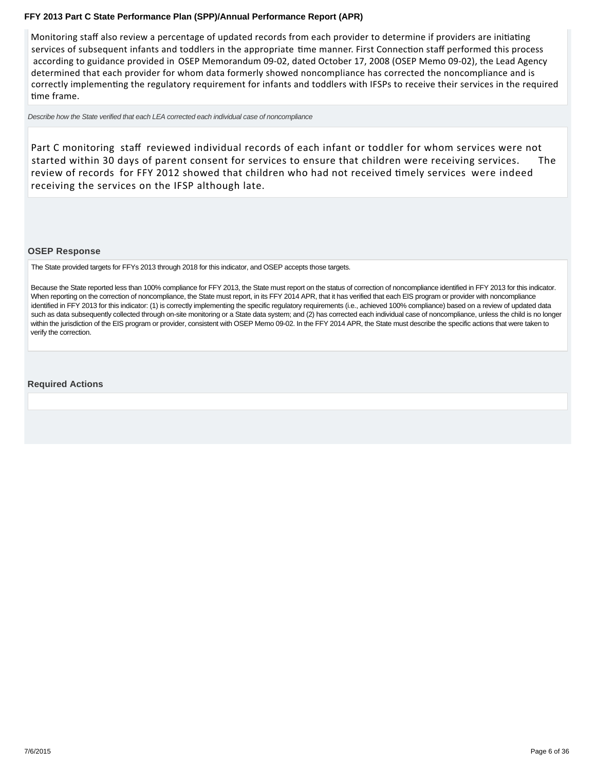Monitoring staff also review a percentage of updated records from each provider to determine if providers are initiating services of subsequent infants and toddlers in the appropriate time manner. First Connection staff performed this process according to guidance provided in OSEP Memorandum 09-02, dated October 17, 2008 (OSEP Memo 09-02), the Lead Agency determined that each provider for whom data formerly showed noncompliance has corrected the noncompliance and is correctly implementing the regulatory requirement for infants and toddlers with IFSPs to receive their services in the required time frame.

*Describe how the State verified that each LEA corrected each individual case of noncompliance*

Part C monitoring staff reviewed individual records of each infant or toddler for whom services were not started within 30 days of parent consent for services to ensure that children were receiving services. The review of records for FFY 2012 showed that children who had not received timely services were indeed receiving the services on the IFSP although late.

### OSEP Response

The State provided targets for FFYs 2013 through 2018 for this indicator, and OSEP accepts those targets.

Because the State reported less than 100% compliance for FFY 2013, the State must report on the status of correction of noncompliance identified in FFY 2013 for this indicator. When reporting on the correction of noncompliance, the State must report, in its FFY 2014 APR, that it has verified that each EIS program or provider with noncompliance identified in FFY 2013 for this indicator: (1) is correctly implementing the specific regulatory requirements (i.e., achieved 100% compliance) based on a review of updated data such as data subsequently collected through on-site monitoring or a State data system; and (2) has corrected each individual case of noncompliance, unless the child is no longer within the jurisdiction of the EIS program or provider, consistent with OSEP Memo 09-02. In the FFY 2014 APR, the State must describe the specific actions that were taken to verify the correction.

### Required Actions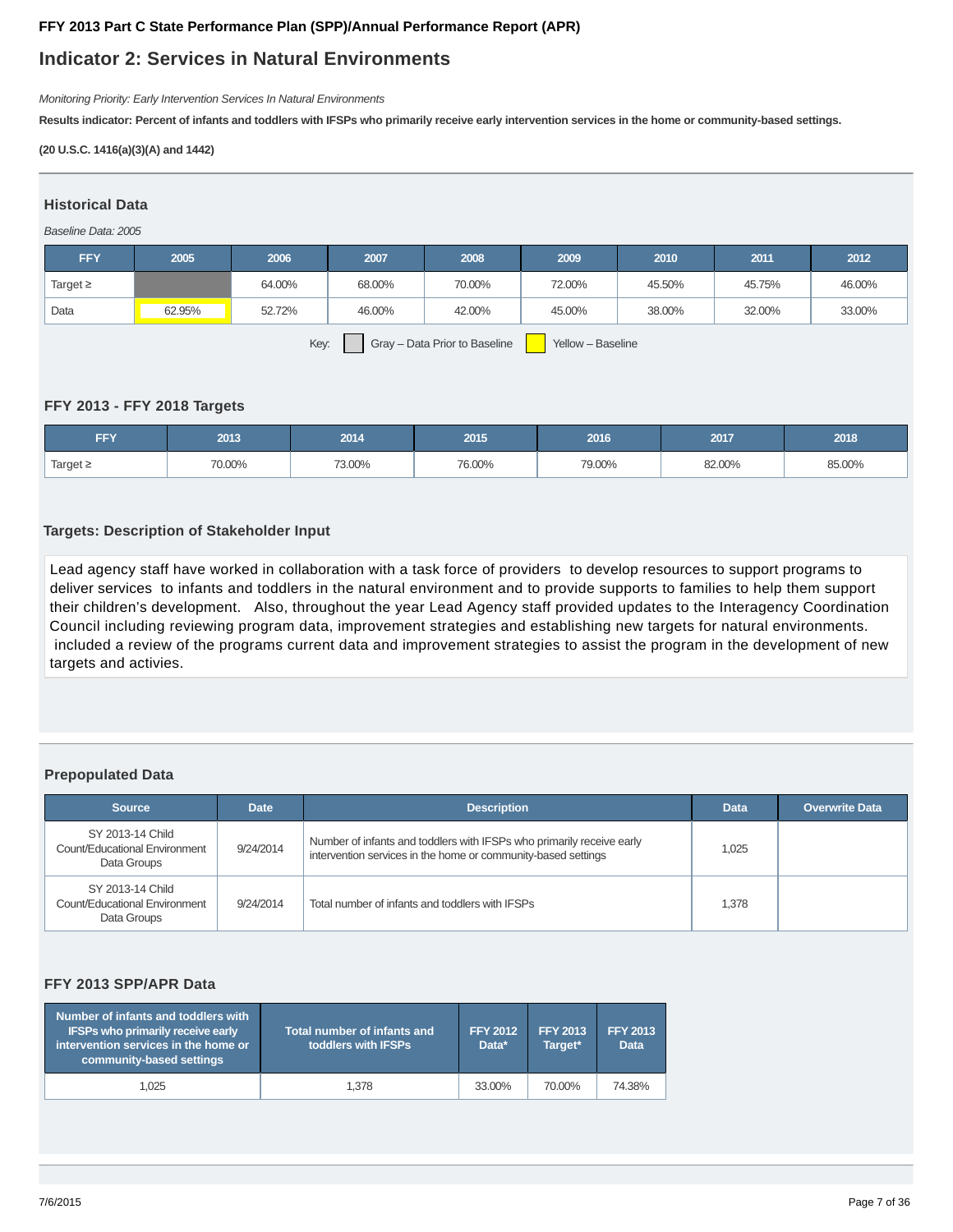**FFY 2013 Part C State Performance Plan (SPP)/Annual Performance Report (APR)**

# Indicator 2: Services in Natural Environments

*Monitoring Priority: Early Intervention Services In Natural Environments*

**Results indicator: Percent of infants and toddlers with IFSPs who primarily receive early intervention services in the home or community-based settings.**

**(20 U.S.C. 1416(a)(3)(A) and 1442)**

## Historical Data

*Baseline Data: 2005*

| FFY | 2005 | 2006 | 2007 | 2008 | 2009 | 2010 | 2011 | 2012 |
|---|---|---|---|---|---|---|---|---|
| Target ≥ | | 64.00% | 68.00% | 70.00% | 72.00% | 45.50% | 45.75% | 46.00% |
| Data | 62.95% | 52.72% | 46.00% | 42.00% | 45.00% | 38.00% | 32.00% | 33.00% |

Key: Gray – Data Prior to Baseline Yellow – Baseline

## FFY 2013 - FFY 2018 Targets

| FFY | 2013 | 2014 | 2015 | 2016 | 2017 | 2018 |
|---|---|---|---|---|---|---|
| Target ≥ | 70.00% | 73.00% | 76.00% | 79.00% | 82.00% | 85.00% |

## Targets: Description of Stakeholder Input

Lead agency staff have worked in collaboration with a task force of providers to develop resources to support programs to deliver services to infants and toddlers in the natural environment and to provide supports to families to help them support their children's development. Also, throughout the year Lead Agency staff provided updates to the Interagency Coordination Council including reviewing program data, improvement strategies and establishing new targets for natural environments. included a review of the programs current data and improvement strategies to assist the program in the development of new targets and activies.

## Prepopulated Data

| Source | Date | Description | Data | Overwrite Data |
|---|---|---|---|---|
| SY 2013-14 Child Count/Educational Environment Data Groups | 9/24/2014 | Number of infants and toddlers with IFSPs who primarily receive early intervention services in the home or community-based settings | 1,025 | |
| SY 2013-14 Child Count/Educational Environment Data Groups | 9/24/2014 | Total number of infants and toddlers with IFSPs | 1,378 | |

## FFY 2013 SPP/APR Data

| Number of infants and toddlers with IFSPs who primarily receive early intervention services in the home or community-based settings | Total number of infants and toddlers with IFSPs | FFY 2012 Data* | FFY 2013 Target* | FFY 2013 Data |
|---|---|---|---|---|
| 1,025 | 1,378 | 33.00% | 70.00% | 74.38% |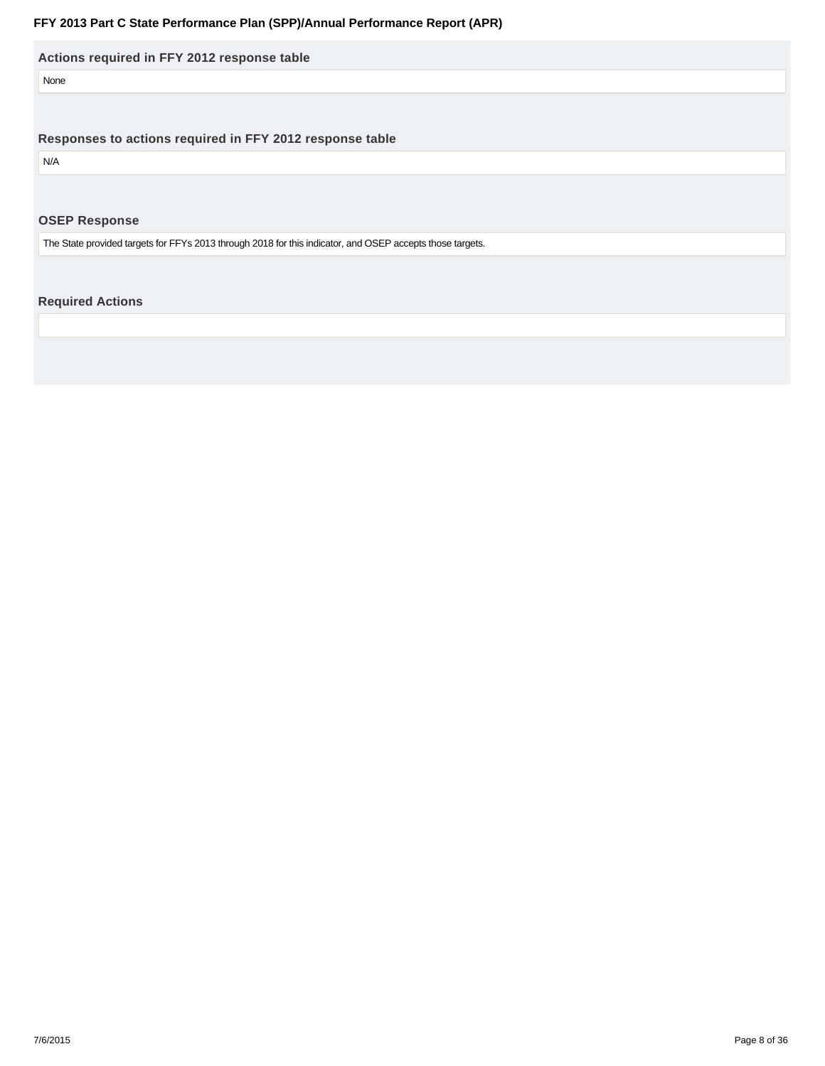### Actions required in FFY 2012 response table

None

### Responses to actions required in FFY 2012 response table

N/A

### OSEP Response

The State provided targets for FFYs 2013 through 2018 for this indicator, and OSEP accepts those targets.

### Required Actions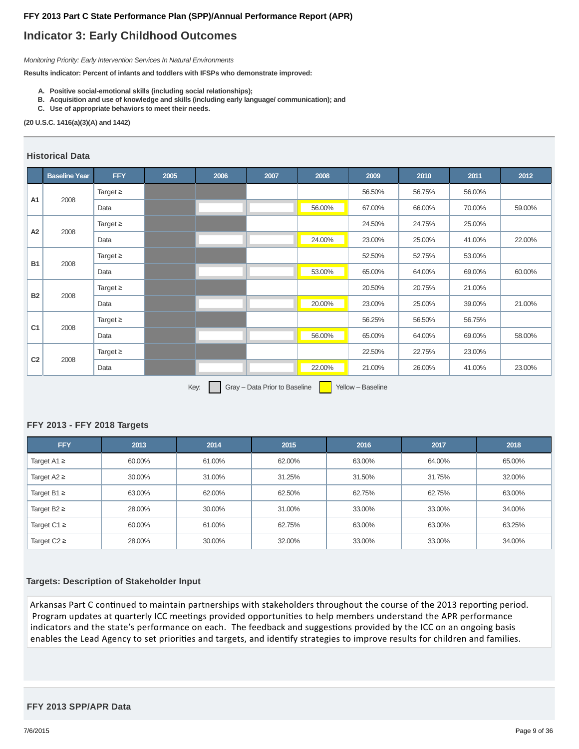FFY 2013 Part C State Performance Plan (SPP)/Annual Performance Report (APR)

# Indicator 3: Early Childhood Outcomes

*Monitoring Priority: Early Intervention Services In Natural Environments*

**Results indicator: Percent of infants and toddlers with IFSPs who demonstrate improved:**

- **A. Positive social-emotional skills (including social relationships);**
- **B. Acquisition and use of knowledge and skills (including early language/ communication); and**
- **C. Use of appropriate behaviors to meet their needs.**

**(20 U.S.C. 1416(a)(3)(A) and 1442)**

## Historical Data

| | Baseline Year | FFY | 2005 | 2006 | 2007 | 2008 | 2009 | 2010 | 2011 | 2012 |
|---|---|---|---|---|---|---|---|---|---|---|
| A1 | 2008 | Target ≥ | | | | | 56.50% | 56.75% | 56.00% | |
| | | Data | | | | 56.00% | 67.00% | 66.00% | 70.00% | 59.00% |
| A2 | 2008 | Target ≥ | | | | | 24.50% | 24.75% | 25.00% | |
| | | Data | | | | 24.00% | 23.00% | 25.00% | 41.00% | 22.00% |
| B1 | 2008 | Target ≥ | | | | | 52.50% | 52.75% | 53.00% | |
| | | Data | | | | 53.00% | 65.00% | 64.00% | 69.00% | 60.00% |
| B2 | 2008 | Target ≥ | | | | | 20.50% | 20.75% | 21.00% | |
| | | Data | | | | 20.00% | 23.00% | 25.00% | 39.00% | 21.00% |
| C1 | 2008 | Target ≥ | | | | | 56.25% | 56.50% | 56.75% | |
| | | Data | | | | 56.00% | 65.00% | 64.00% | 69.00% | 58.00% |
| C2 | 2008 | Target ≥ | | | | | 22.50% | 22.75% | 23.00% | |
| | | Data | | | | 22.00% | 21.00% | 26.00% | 41.00% | 23.00% |

Key: Gray – Data Prior to Baseline; Yellow – Baseline

## FFY 2013 - FFY 2018 Targets

| FFY | 2013 | 2014 | 2015 | 2016 | 2017 | 2018 |
|---|---|---|---|---|---|---|
| Target A1 ≥ | 60.00% | 61.00% | 62.00% | 63.00% | 64.00% | 65.00% |
| Target A2 ≥ | 30.00% | 31.00% | 31.25% | 31.50% | 31.75% | 32.00% |
| Target B1 ≥ | 63.00% | 62.00% | 62.50% | 62.75% | 62.75% | 63.00% |
| Target B2 ≥ | 28.00% | 30.00% | 31.00% | 33.00% | 33.00% | 34.00% |
| Target C1 ≥ | 60.00% | 61.00% | 62.75% | 63.00% | 63.00% | 63.25% |
| Target C2 ≥ | 28.00% | 30.00% | 32.00% | 33.00% | 33.00% | 34.00% |

## Targets: Description of Stakeholder Input

Arkansas Part C continued to maintain partnerships with stakeholders throughout the course of the 2013 reporting period. Program updates at quarterly ICC meetings provided opportunities to help members understand the APR performance indicators and the state's performance on each. The feedback and suggestions provided by the ICC on an ongoing basis enables the Lead Agency to set priorities and targets, and identify strategies to improve results for children and families.

## FFY 2013 SPP/APR Data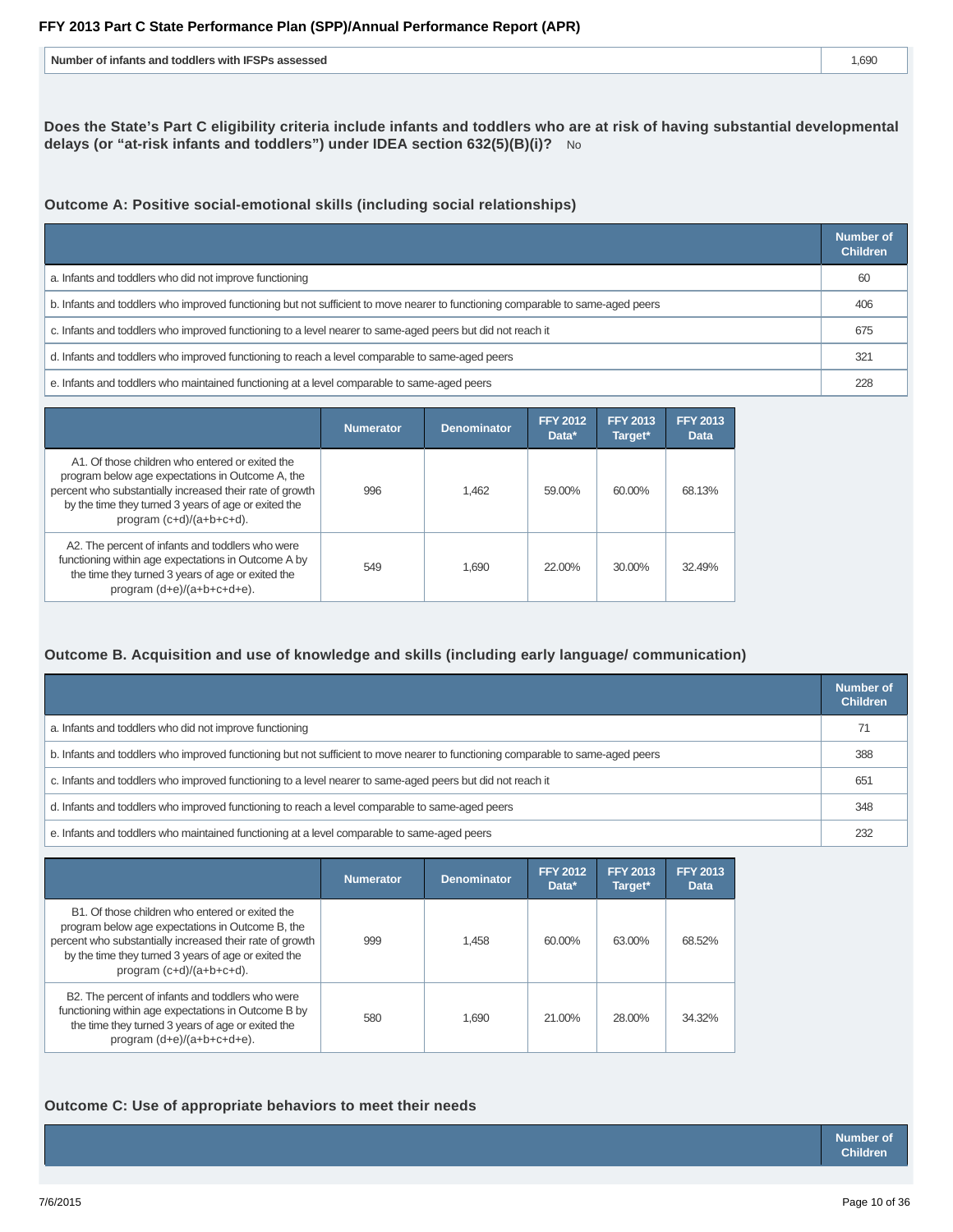| Number of infants and toddlers with IFSPs assessed | 1,690 |
| --- | --- |

**Does the State's Part C eligibility criteria include infants and toddlers who are at risk of having substantial developmental delays (or "at-risk infants and toddlers") under IDEA section 632(5)(B)(i)?** No

### Outcome A: Positive social-emotional skills (including social relationships)

| | Number of Children |
| --- | --- |
| a. Infants and toddlers who did not improve functioning | 60 |
| b. Infants and toddlers who improved functioning but not sufficient to move nearer to functioning comparable to same-aged peers | 406 |
| c. Infants and toddlers who improved functioning to a level nearer to same-aged peers but did not reach it | 675 |
| d. Infants and toddlers who improved functioning to reach a level comparable to same-aged peers | 321 |
| e. Infants and toddlers who maintained functioning at a level comparable to same-aged peers | 228 |

| | Numerator | Denominator | FFY 2012 Data* | FFY 2013 Target* | FFY 2013 Data |
| --- | --- | --- | --- | --- | --- |
| A1. Of those children who entered or exited the program below age expectations in Outcome A, the percent who substantially increased their rate of growth by the time they turned 3 years of age or exited the program (c+d)/(a+b+c+d). | 996 | 1,462 | 59.00% | 60.00% | 68.13% |
| A2. The percent of infants and toddlers who were functioning within age expectations in Outcome A by the time they turned 3 years of age or exited the program (d+e)/(a+b+c+d+e). | 549 | 1,690 | 22.00% | 30.00% | 32.49% |

### Outcome B. Acquisition and use of knowledge and skills (including early language/ communication)

| | Number of Children |
| --- | --- |
| a. Infants and toddlers who did not improve functioning | 71 |
| b. Infants and toddlers who improved functioning but not sufficient to move nearer to functioning comparable to same-aged peers | 388 |
| c. Infants and toddlers who improved functioning to a level nearer to same-aged peers but did not reach it | 651 |
| d. Infants and toddlers who improved functioning to reach a level comparable to same-aged peers | 348 |
| e. Infants and toddlers who maintained functioning at a level comparable to same-aged peers | 232 |

| | Numerator | Denominator | FFY 2012 Data* | FFY 2013 Target* | FFY 2013 Data |
| --- | --- | --- | --- | --- | --- |
| B1. Of those children who entered or exited the program below age expectations in Outcome B, the percent who substantially increased their rate of growth by the time they turned 3 years of age or exited the program (c+d)/(a+b+c+d). | 999 | 1,458 | 60.00% | 63.00% | 68.52% |
| B2. The percent of infants and toddlers who were functioning within age expectations in Outcome B by the time they turned 3 years of age or exited the program (d+e)/(a+b+c+d+e). | 580 | 1,690 | 21.00% | 28.00% | 34.32% |

### Outcome C: Use of appropriate behaviors to meet their needs

| | Number of Children |
| --- | --- |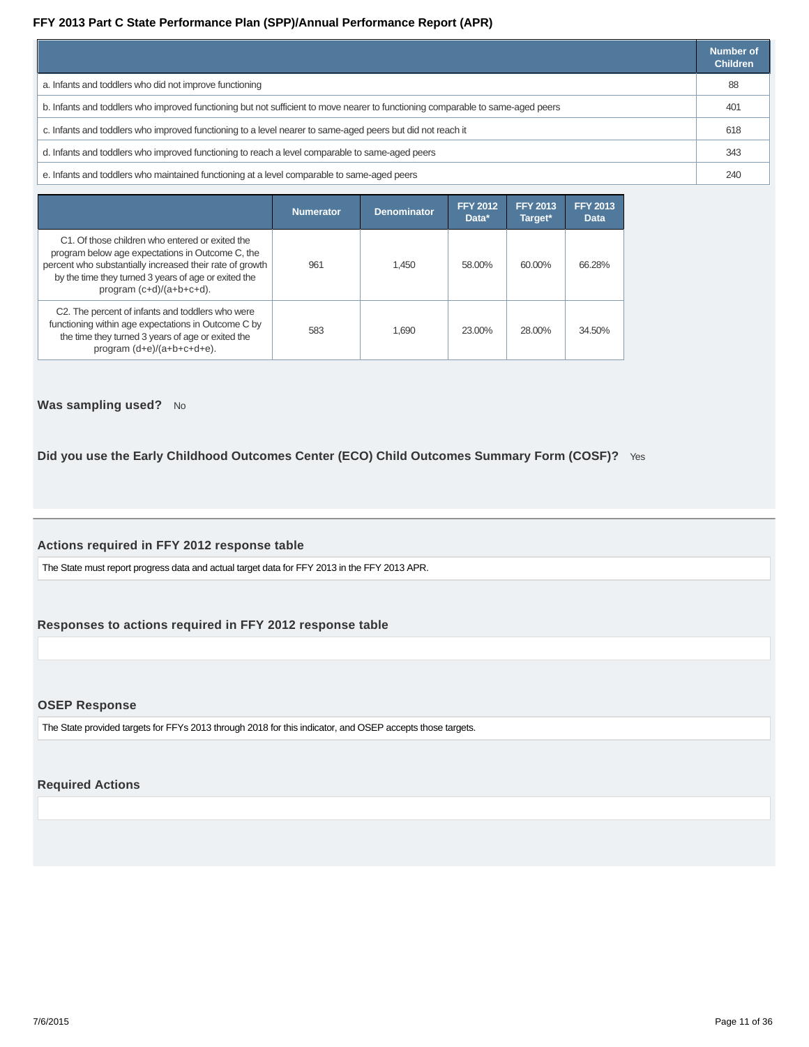## FFY 2013 Part C State Performance Plan (SPP)/Annual Performance Report (APR)

| | Number of Children |
|---|---|
| a. Infants and toddlers who did not improve functioning | 88 |
| b. Infants and toddlers who improved functioning but not sufficient to move nearer to functioning comparable to same-aged peers | 401 |
| c. Infants and toddlers who improved functioning to a level nearer to same-aged peers but did not reach it | 618 |
| d. Infants and toddlers who improved functioning to reach a level comparable to same-aged peers | 343 |
| e. Infants and toddlers who maintained functioning at a level comparable to same-aged peers | 240 |

| | Numerator | Denominator | FFY 2012 Data* | FFY 2013 Target* | FFY 2013 Data |
|---|---|---|---|---|---|
| C1. Of those children who entered or exited the program below age expectations in Outcome C, the percent who substantially increased their rate of growth by the time they turned 3 years of age or exited the program (c+d)/(a+b+c+d). | 961 | 1,450 | 58.00% | 60.00% | 66.28% |
| C2. The percent of infants and toddlers who were functioning within age expectations in Outcome C by the time they turned 3 years of age or exited the program (d+e)/(a+b+c+d+e). | 583 | 1,690 | 23.00% | 28.00% | 34.50% |

**Was sampling used?** No

**Did you use the Early Childhood Outcomes Center (ECO) Child Outcomes Summary Form (COSF)?** Yes

### Actions required in FFY 2012 response table

The State must report progress data and actual target data for FFY 2013 in the FFY 2013 APR.

### Responses to actions required in FFY 2012 response table

### OSEP Response

The State provided targets for FFYs 2013 through 2018 for this indicator, and OSEP accepts those targets.

### Required Actions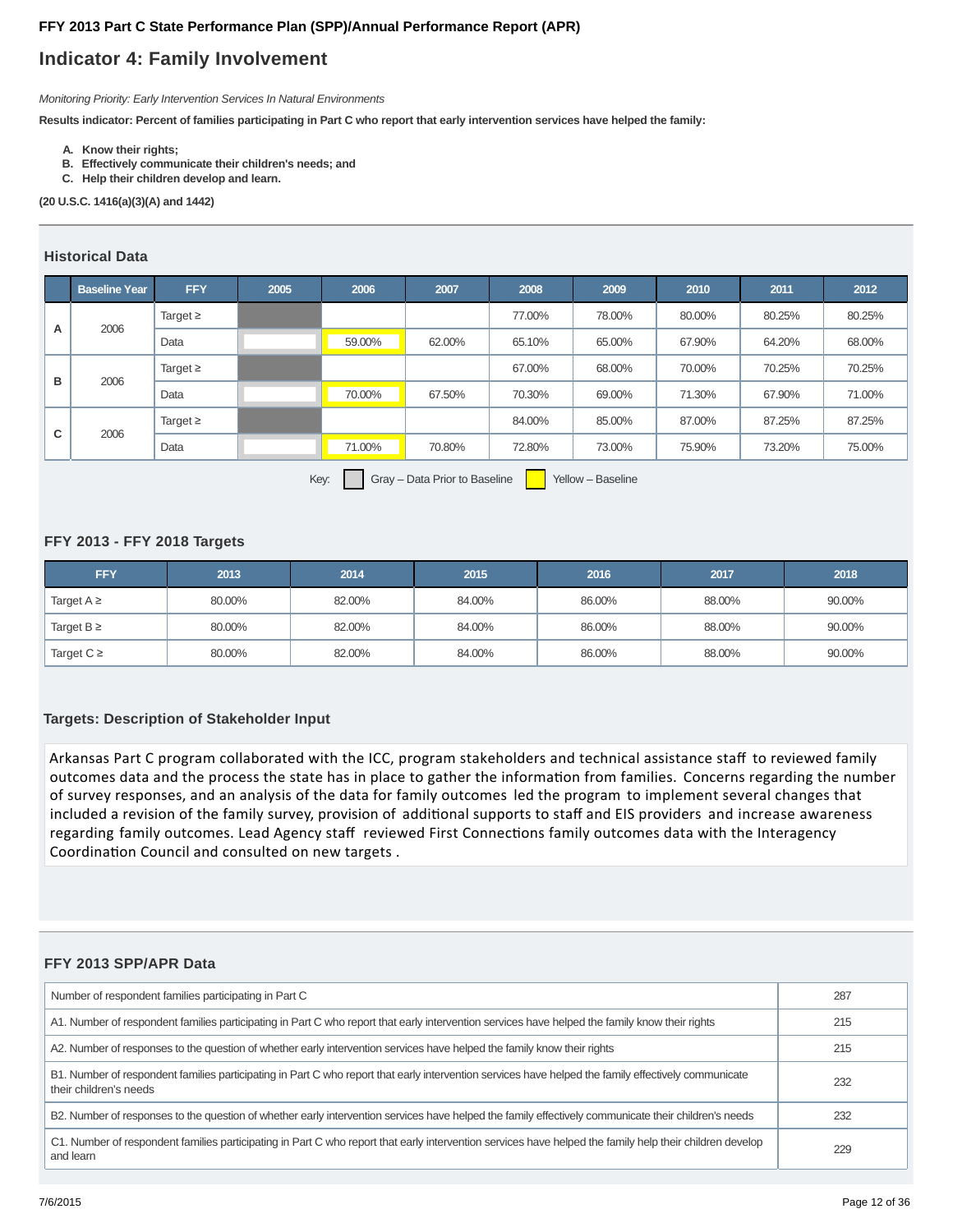**FFY 2013 Part C State Performance Plan (SPP)/Annual Performance Report (APR)**

## Indicator 4: Family Involvement

*Monitoring Priority: Early Intervention Services In Natural Environments*

**Results indicator: Percent of families participating in Part C who report that early intervention services have helped the family:**

- **A. Know their rights;**
- **B. Effectively communicate their children's needs; and**
- **C. Help their children develop and learn.**

**(20 U.S.C. 1416(a)(3)(A) and 1442)**

### Historical Data

| | Baseline Year | FFY | 2005 | 2006 | 2007 | 2008 | 2009 | 2010 | 2011 | 2012 |
|---|---|---|---|---|---|---|---|---|---|---|
| A | 2006 | Target ≥ | | | | 77.00% | 78.00% | 80.00% | 80.25% | 80.25% |
| | | Data | | 59.00% | 62.00% | 65.10% | 65.00% | 67.90% | 64.20% | 68.00% |
| B | 2006 | Target ≥ | | | | 67.00% | 68.00% | 70.00% | 70.25% | 70.25% |
| | | Data | | 70.00% | 67.50% | 70.30% | 69.00% | 71.30% | 67.90% | 71.00% |
| C | 2006 | Target ≥ | | | | 84.00% | 85.00% | 87.00% | 87.25% | 87.25% |
| | | Data | | 71.00% | 70.80% | 72.80% | 73.00% | 75.90% | 73.20% | 75.00% |

Key: Gray – Data Prior to Baseline; Yellow – Baseline

### FFY 2013 - FFY 2018 Targets

| FFY | 2013 | 2014 | 2015 | 2016 | 2017 | 2018 |
|---|---|---|---|---|---|---|
| Target A ≥ | 80.00% | 82.00% | 84.00% | 86.00% | 88.00% | 90.00% |
| Target B ≥ | 80.00% | 82.00% | 84.00% | 86.00% | 88.00% | 90.00% |
| Target C ≥ | 80.00% | 82.00% | 84.00% | 86.00% | 88.00% | 90.00% |

### Targets: Description of Stakeholder Input

Arkansas Part C program collaborated with the ICC, program stakeholders and technical assistance staff to reviewed family outcomes data and the process the state has in place to gather the information from families. Concerns regarding the number of survey responses, and an analysis of the data for family outcomes led the program to implement several changes that included a revision of the family survey, provision of additional supports to staff and EIS providers and increase awareness regarding family outcomes. Lead Agency staff reviewed First Connections family outcomes data with the Interagency Coordination Council and consulted on new targets .

### FFY 2013 SPP/APR Data

| | |
|---|---|
| Number of respondent families participating in Part C | 287 |
| A1. Number of respondent families participating in Part C who report that early intervention services have helped the family know their rights | 215 |
| A2. Number of responses to the question of whether early intervention services have helped the family know their rights | 215 |
| B1. Number of respondent families participating in Part C who report that early intervention services have helped the family effectively communicate their children's needs | 232 |
| B2. Number of responses to the question of whether early intervention services have helped the family effectively communicate their children's needs | 232 |
| C1. Number of respondent families participating in Part C who report that early intervention services have helped the family help their children develop and learn | 229 |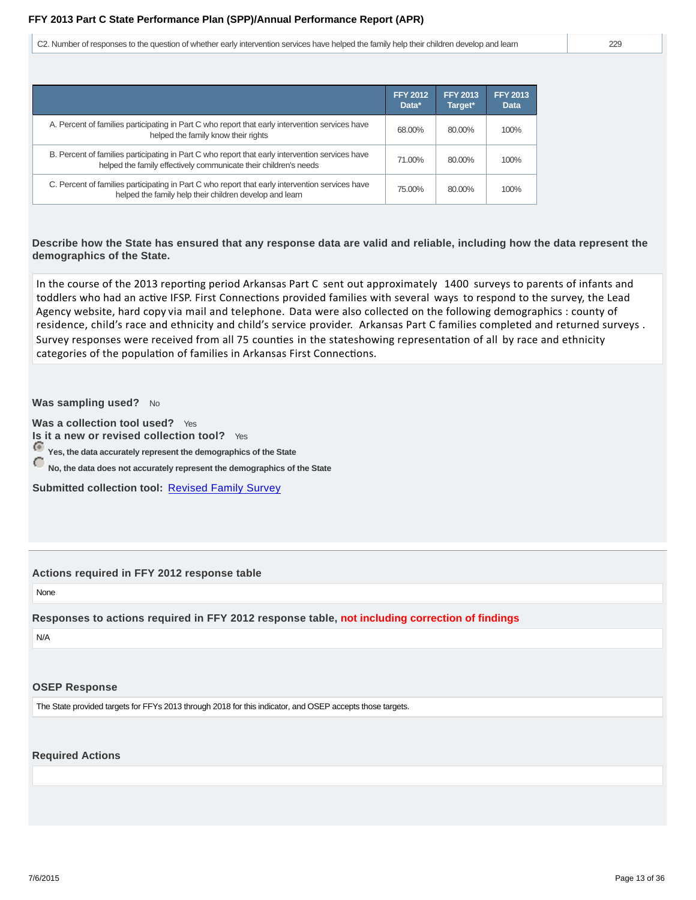| | |
|---|---|
| C2. Number of responses to the question of whether early intervention services have helped the family help their children develop and learn | 229 |

| | FFY 2012 Data* | FFY 2013 Target* | FFY 2013 Data |
|---|---|---|---|
| A. Percent of families participating in Part C who report that early intervention services have helped the family know their rights | 68.00% | 80.00% | 100% |
| B. Percent of families participating in Part C who report that early intervention services have helped the family effectively communicate their children's needs | 71.00% | 80.00% | 100% |
| C. Percent of families participating in Part C who report that early intervention services have helped the family help their children develop and learn | 75.00% | 80.00% | 100% |

**Describe how the State has ensured that any response data are valid and reliable, including how the data represent the demographics of the State.**

In the course of the 2013 reporting period Arkansas Part C sent out approximately 1400 surveys to parents of infants and toddlers who had an active IFSP. First Connections provided families with several ways to respond to the survey, the Lead Agency website, hard copy via mail and telephone. Data were also collected on the following demographics : county of residence, child's race and ethnicity and child's service provider. Arkansas Part C families completed and returned surveys . Survey responses were received from all 75 counties in the stateshowing representation of all by race and ethnicity categories of the population of families in Arkansas First Connections.

**Was sampling used?** No

**Was a collection tool used?** Yes
**Is it a new or revised collection tool?** Yes

- (selected) **Yes, the data accurately represent the demographics of the State**
- **No, the data does not accurately represent the demographics of the State**

**Submitted collection tool:** Revised Family Survey

**Actions required in FFY 2012 response table**

None

**Responses to actions required in FFY 2012 response table, not including correction of findings**

N/A

**OSEP Response**

The State provided targets for FFYs 2013 through 2018 for this indicator, and OSEP accepts those targets.

**Required Actions**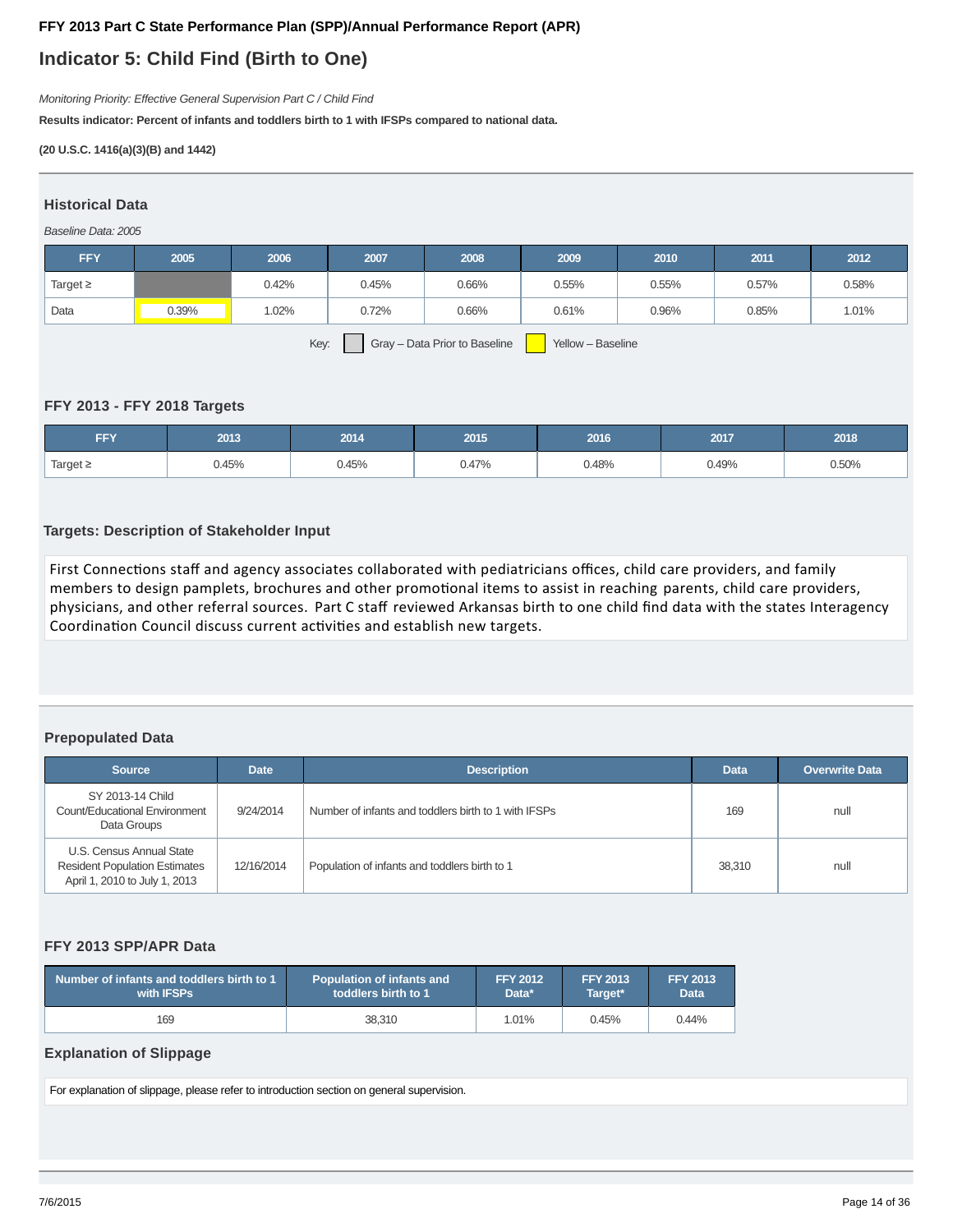# FFY 2013 Part C State Performance Plan (SPP)/Annual Performance Report (APR)

## Indicator 5: Child Find (Birth to One)

*Monitoring Priority: Effective General Supervision Part C / Child Find*

**Results indicator: Percent of infants and toddlers birth to 1 with IFSPs compared to national data.**

**(20 U.S.C. 1416(a)(3)(B) and 1442)**

### Historical Data

*Baseline Data: 2005*

| FFY | 2005 | 2006 | 2007 | 2008 | 2009 | 2010 | 2011 | 2012 |
|---|---|---|---|---|---|---|---|---|
| Target ≥ | | 0.42% | 0.45% | 0.66% | 0.55% | 0.55% | 0.57% | 0.58% |
| Data | 0.39% | 1.02% | 0.72% | 0.66% | 0.61% | 0.96% | 0.85% | 1.01% |

Key: Gray – Data Prior to Baseline  Yellow – Baseline

### FFY 2013 - FFY 2018 Targets

| FFY | 2013 | 2014 | 2015 | 2016 | 2017 | 2018 |
|---|---|---|---|---|---|---|
| Target ≥ | 0.45% | 0.45% | 0.47% | 0.48% | 0.49% | 0.50% |

### Targets: Description of Stakeholder Input

First Connections staff and agency associates collaborated with pediatricians offices, child care providers, and family members to design pamplets, brochures and other promotional items to assist in reaching parents, child care providers, physicians, and other referral sources. Part C staff reviewed Arkansas birth to one child find data with the states Interagency Coordination Council discuss current activities and establish new targets.

### Prepopulated Data

| Source | Date | Description | Data | Overwrite Data |
|---|---|---|---|---|
| SY 2013-14 Child Count/Educational Environment Data Groups | 9/24/2014 | Number of infants and toddlers birth to 1 with IFSPs | 169 | null |
| U.S. Census Annual State Resident Population Estimates April 1, 2010 to July 1, 2013 | 12/16/2014 | Population of infants and toddlers birth to 1 | 38,310 | null |

### FFY 2013 SPP/APR Data

| Number of infants and toddlers birth to 1 with IFSPs | Population of infants and toddlers birth to 1 | FFY 2012 Data* | FFY 2013 Target* | FFY 2013 Data |
|---|---|---|---|---|
| 169 | 38,310 | 1.01% | 0.45% | 0.44% |

### Explanation of Slippage

For explanation of slippage, please refer to introduction section on general supervision.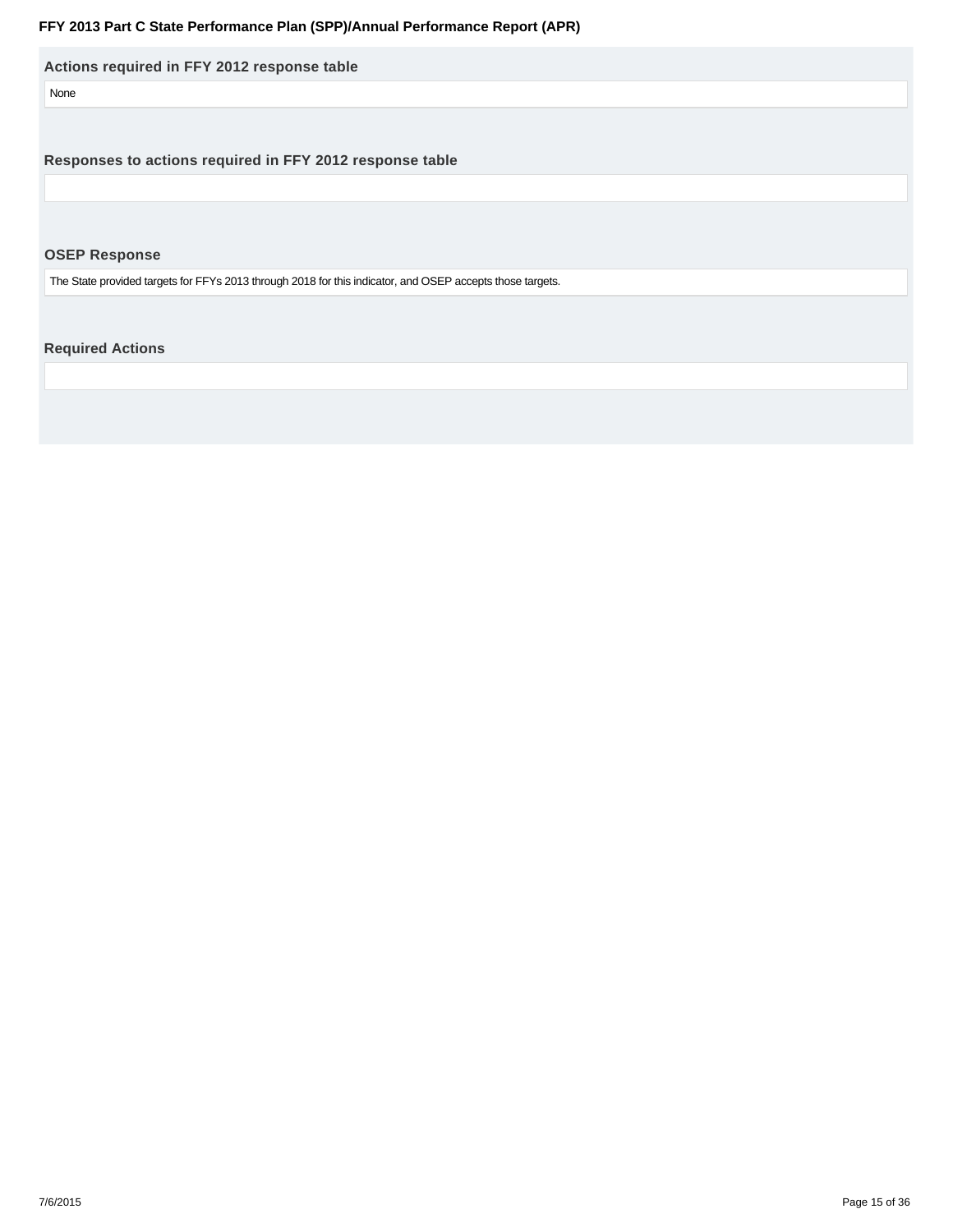### Actions required in FFY 2012 response table

None

### Responses to actions required in FFY 2012 response table

### OSEP Response

The State provided targets for FFYs 2013 through 2018 for this indicator, and OSEP accepts those targets.

### Required Actions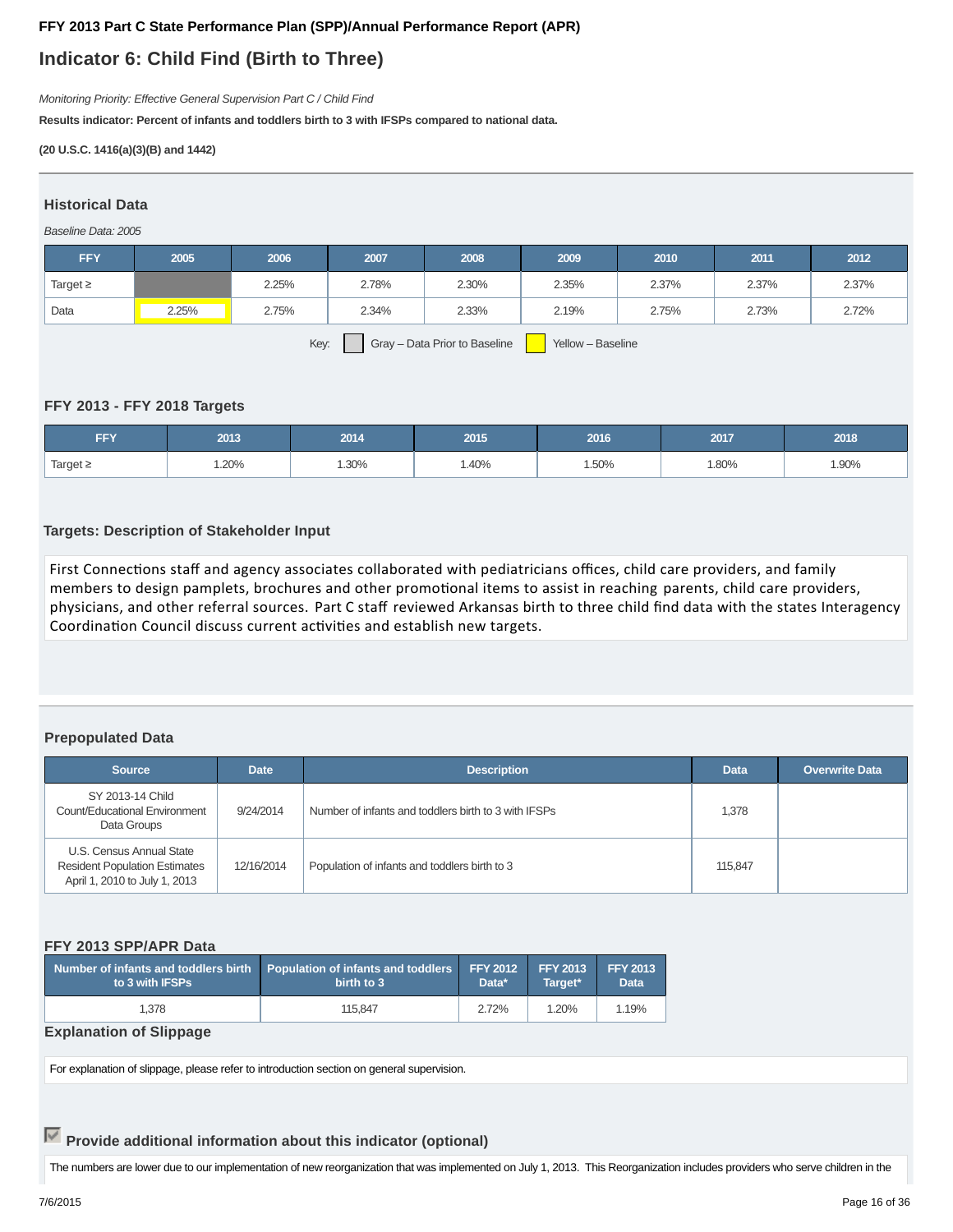**FFY 2013 Part C State Performance Plan (SPP)/Annual Performance Report (APR)**

# Indicator 6: Child Find (Birth to Three)

*Monitoring Priority: Effective General Supervision Part C / Child Find*

**Results indicator: Percent of infants and toddlers birth to 3 with IFSPs compared to national data.**

**(20 U.S.C. 1416(a)(3)(B) and 1442)**

## Historical Data

*Baseline Data: 2005*

| FFY | 2005 | 2006 | 2007 | 2008 | 2009 | 2010 | 2011 | 2012 |
|---|---|---|---|---|---|---|---|---|
| Target ≥ | | 2.25% | 2.78% | 2.30% | 2.35% | 2.37% | 2.37% | 2.37% |
| Data | 2.25% | 2.75% | 2.34% | 2.33% | 2.19% | 2.75% | 2.73% | 2.72% |

Key: Gray – Data Prior to Baseline    Yellow – Baseline

## FFY 2013 - FFY 2018 Targets

| FFY | 2013 | 2014 | 2015 | 2016 | 2017 | 2018 |
|---|---|---|---|---|---|---|
| Target ≥ | 1.20% | 1.30% | 1.40% | 1.50% | 1.80% | 1.90% |

## Targets: Description of Stakeholder Input

First Connections staff and agency associates collaborated with pediatricians offices, child care providers, and family members to design pamplets, brochures and other promotional items to assist in reaching parents, child care providers, physicians, and other referral sources. Part C staff reviewed Arkansas birth to three child find data with the states Interagency Coordination Council discuss current activities and establish new targets.

## Prepopulated Data

| Source | Date | Description | Data | Overwrite Data |
|---|---|---|---|---|
| SY 2013-14 Child Count/Educational Environment Data Groups | 9/24/2014 | Number of infants and toddlers birth to 3 with IFSPs | 1,378 | |
| U.S. Census Annual State Resident Population Estimates April 1, 2010 to July 1, 2013 | 12/16/2014 | Population of infants and toddlers birth to 3 | 115,847 | |

## FFY 2013 SPP/APR Data

| Number of infants and toddlers birth to 3 with IFSPs | Population of infants and toddlers birth to 3 | FFY 2012 Data* | FFY 2013 Target* | FFY 2013 Data |
|---|---|---|---|---|
| 1,378 | 115,847 | 2.72% | 1.20% | 1.19% |

## Explanation of Slippage

For explanation of slippage, please refer to introduction section on general supervision.

## ☑ Provide additional information about this indicator (optional)

The numbers are lower due to our implementation of new reorganization that was implemented on July 1, 2013. This Reorganization includes providers who serve children in the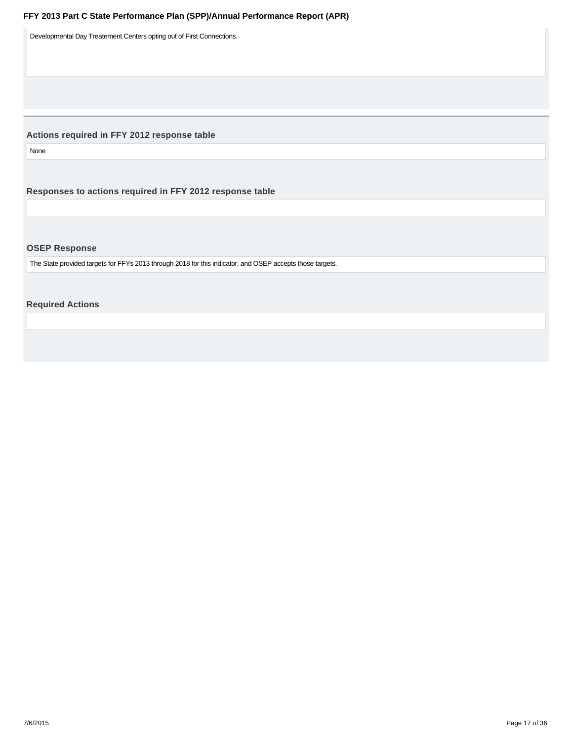Developmental Day Treatement Centers opting out of First Connections.

### Actions required in FFY 2012 response table

None

### Responses to actions required in FFY 2012 response table

### OSEP Response

The State provided targets for FFYs 2013 through 2018 for this indicator, and OSEP accepts those targets.

### Required Actions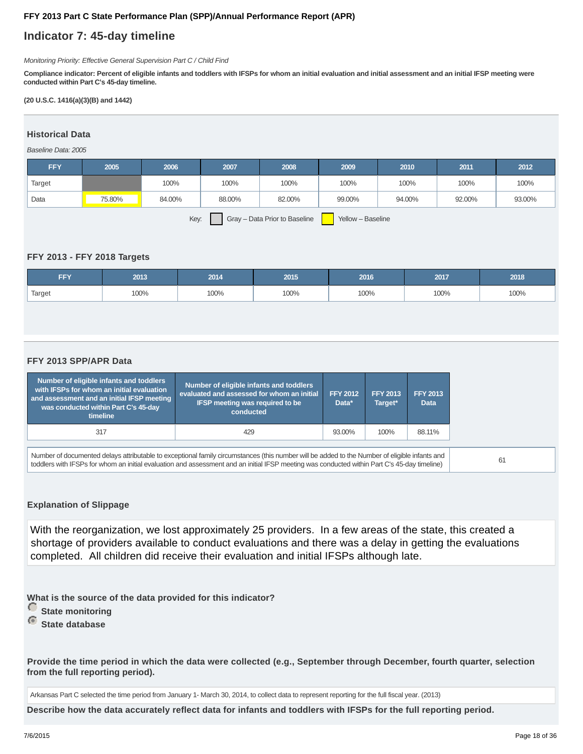**FFY 2013 Part C State Performance Plan (SPP)/Annual Performance Report (APR)**

# Indicator 7: 45-day timeline

*Monitoring Priority: Effective General Supervision Part C / Child Find*

**Compliance indicator: Percent of eligible infants and toddlers with IFSPs for whom an initial evaluation and initial assessment and an initial IFSP meeting were conducted within Part C's 45-day timeline.**

**(20 U.S.C. 1416(a)(3)(B) and 1442)**

## Historical Data

*Baseline Data: 2005*

| FFY | 2005 | 2006 | 2007 | 2008 | 2009 | 2010 | 2011 | 2012 |
|---|---|---|---|---|---|---|---|---|
| Target | | 100% | 100% | 100% | 100% | 100% | 100% | 100% |
| Data | 75.80% | 84.00% | 88.00% | 82.00% | 99.00% | 94.00% | 92.00% | 93.00% |

Key: Gray – Data Prior to Baseline; Yellow – Baseline

## FFY 2013 - FFY 2018 Targets

| FFY | 2013 | 2014 | 2015 | 2016 | 2017 | 2018 |
|---|---|---|---|---|---|---|
| Target | 100% | 100% | 100% | 100% | 100% | 100% |

## FFY 2013 SPP/APR Data

| Number of eligible infants and toddlers with IFSPs for whom an initial evaluation and assessment and an initial IFSP meeting was conducted within Part C's 45-day timeline | Number of eligible infants and toddlers evaluated and assessed for whom an initial IFSP meeting was required to be conducted | FFY 2012 Data* | FFY 2013 Target* | FFY 2013 Data |
|---|---|---|---|---|
| 317 | 429 | 93.00% | 100% | 88.11% |

| Number of documented delays attributable to exceptional family circumstances (this number will be added to the Number of eligible infants and toddlers with IFSPs for whom an initial evaluation and assessment and an initial IFSP meeting was conducted within Part C's 45-day timeline) | 61 |
|---|---|

### Explanation of Slippage

With the reorganization, we lost approximately 25 providers. In a few areas of the state, this created a shortage of providers available to conduct evaluations and there was a delay in getting the evaluations completed. All children did receive their evaluation and initial IFSPs although late.

**What is the source of the data provided for this indicator?**

- State monitoring
- State database

**Provide the time period in which the data were collected (e.g., September through December, fourth quarter, selection from the full reporting period).**

Arkansas Part C selected the time period from January 1- March 30, 2014, to collect data to represent reporting for the full fiscal year. (2013)

**Describe how the data accurately reflect data for infants and toddlers with IFSPs for the full reporting period.**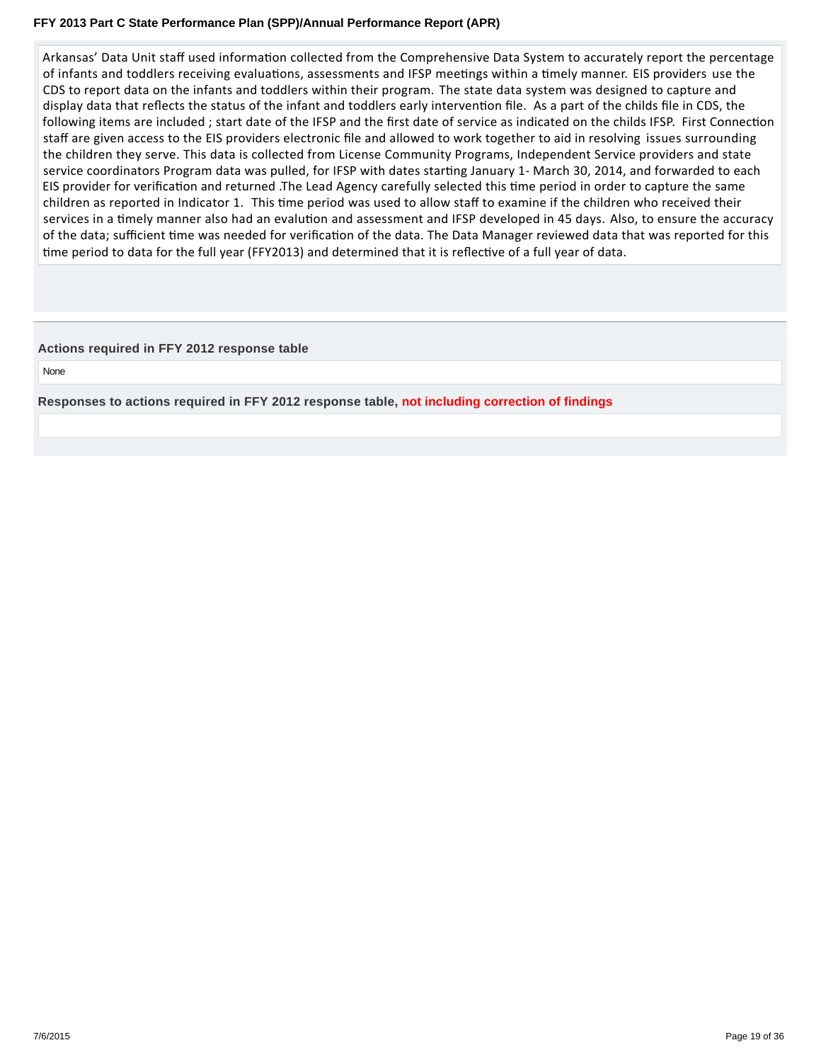Arkansas' Data Unit staff used information collected from the Comprehensive Data System to accurately report the percentage of infants and toddlers receiving evaluations, assessments and IFSP meetings within a timely manner. EIS providers use the CDS to report data on the infants and toddlers within their program. The state data system was designed to capture and display data that reflects the status of the infant and toddlers early intervention file. As a part of the childs file in CDS, the following items are included ; start date of the IFSP and the first date of service as indicated on the childs IFSP. First Connection staff are given access to the EIS providers electronic file and allowed to work together to aid in resolving issues surrounding the children they serve. This data is collected from License Community Programs, Independent Service providers and state service coordinators Program data was pulled, for IFSP with dates starting January 1- March 30, 2014, and forwarded to each EIS provider for verification and returned .The Lead Agency carefully selected this time period in order to capture the same children as reported in Indicator 1. This time period was used to allow staff to examine if the children who received their services in a timely manner also had an evalution and assessment and IFSP developed in 45 days. Also, to ensure the accuracy of the data; sufficient time was needed for verification of the data. The Data Manager reviewed data that was reported for this time period to data for the full year (FFY2013) and determined that it is reflective of a full year of data.

**Actions required in FFY 2012 response table**

None

**Responses to actions required in FFY 2012 response table, not including correction of findings**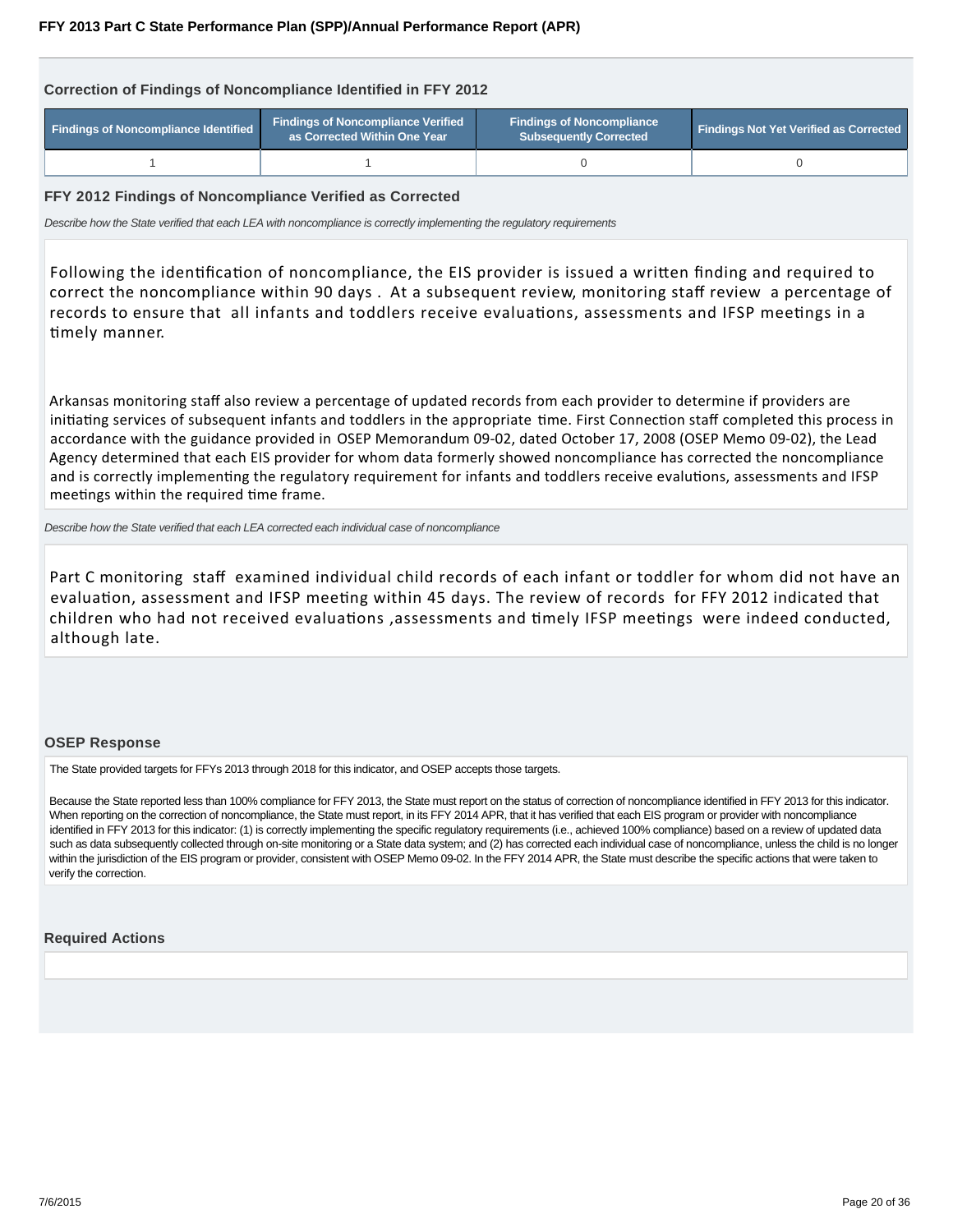### Correction of Findings of Noncompliance Identified in FFY 2012

| Findings of Noncompliance Identified | Findings of Noncompliance Verified as Corrected Within One Year | Findings of Noncompliance Subsequently Corrected | Findings Not Yet Verified as Corrected |
|---|---|---|---|
| 1 | 1 | 0 | 0 |

### FFY 2012 Findings of Noncompliance Verified as Corrected

*Describe how the State verified that each LEA with noncompliance is correctly implementing the regulatory requirements*

Following the identification of noncompliance, the EIS provider is issued a written finding and required to correct the noncompliance within 90 days . At a subsequent review, monitoring staff review a percentage of records to ensure that all infants and toddlers receive evaluations, assessments and IFSP meetings in a timely manner.

Arkansas monitoring staff also review a percentage of updated records from each provider to determine if providers are initiating services of subsequent infants and toddlers in the appropriate time. First Connection staff completed this process in accordance with the guidance provided in OSEP Memorandum 09-02, dated October 17, 2008 (OSEP Memo 09-02), the Lead Agency determined that each EIS provider for whom data formerly showed noncompliance has corrected the noncompliance and is correctly implementing the regulatory requirement for infants and toddlers receive evalutions, assessments and IFSP meetings within the required time frame.

*Describe how the State verified that each LEA corrected each individual case of noncompliance*

Part C monitoring staff examined individual child records of each infant or toddler for whom did not have an evaluation, assessment and IFSP meeting within 45 days. The review of records for FFY 2012 indicated that children who had not received evaluations ,assessments and timely IFSP meetings were indeed conducted, although late.

### OSEP Response

The State provided targets for FFYs 2013 through 2018 for this indicator, and OSEP accepts those targets.

Because the State reported less than 100% compliance for FFY 2013, the State must report on the status of correction of noncompliance identified in FFY 2013 for this indicator. When reporting on the correction of noncompliance, the State must report, in its FFY 2014 APR, that it has verified that each EIS program or provider with noncompliance identified in FFY 2013 for this indicator: (1) is correctly implementing the specific regulatory requirements (i.e., achieved 100% compliance) based on a review of updated data such as data subsequently collected through on-site monitoring or a State data system; and (2) has corrected each individual case of noncompliance, unless the child is no longer within the jurisdiction of the EIS program or provider, consistent with OSEP Memo 09-02. In the FFY 2014 APR, the State must describe the specific actions that were taken to verify the correction.

### Required Actions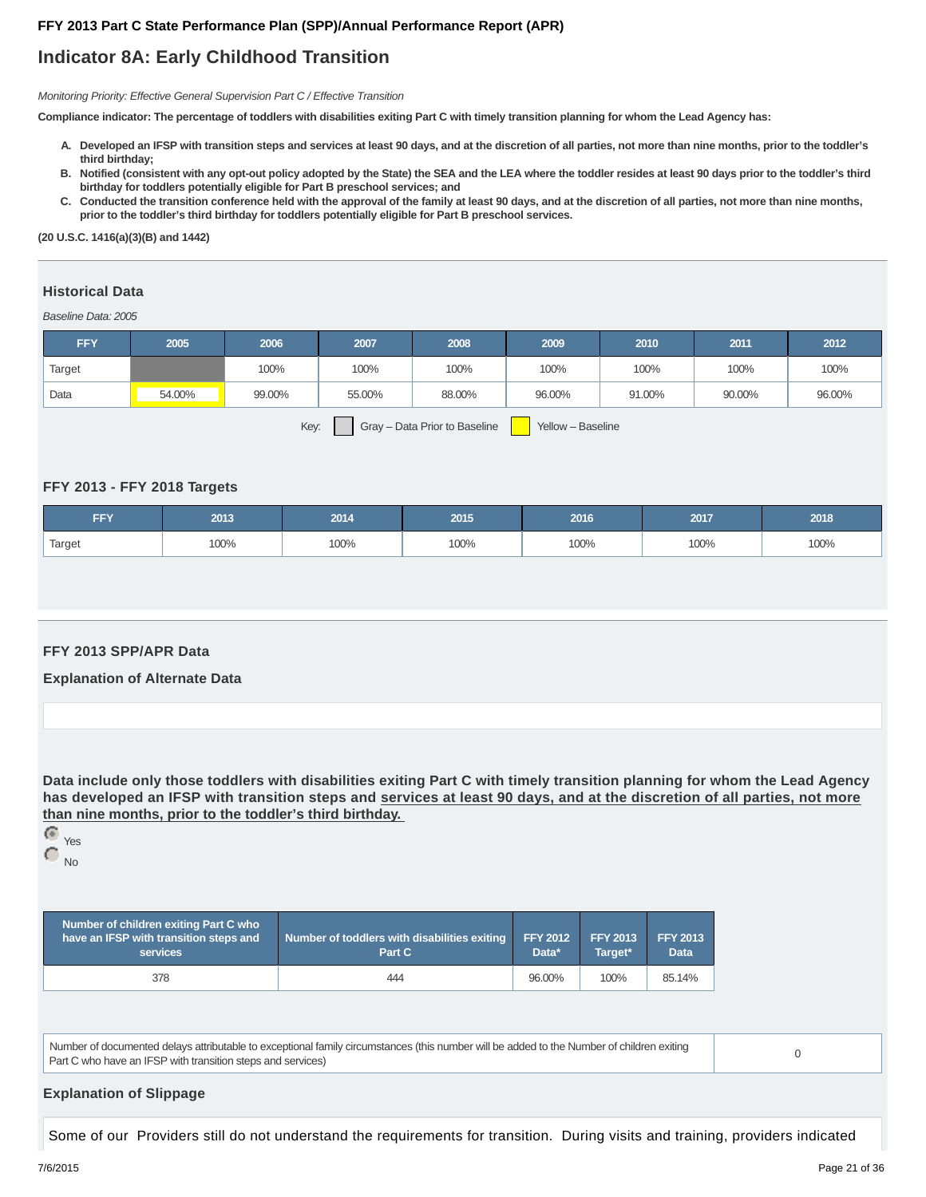**FFY 2013 Part C State Performance Plan (SPP)/Annual Performance Report (APR)**

# Indicator 8A: Early Childhood Transition

*Monitoring Priority: Effective General Supervision Part C / Effective Transition*

**Compliance indicator: The percentage of toddlers with disabilities exiting Part C with timely transition planning for whom the Lead Agency has:**

A. **Developed an IFSP with transition steps and services at least 90 days, and at the discretion of all parties, not more than nine months, prior to the toddler's third birthday;**
B. **Notified (consistent with any opt-out policy adopted by the State) the SEA and the LEA where the toddler resides at least 90 days prior to the toddler's third birthday for toddlers potentially eligible for Part B preschool services; and**
C. **Conducted the transition conference held with the approval of the family at least 90 days, and at the discretion of all parties, not more than nine months, prior to the toddler's third birthday for toddlers potentially eligible for Part B preschool services.**

**(20 U.S.C. 1416(a)(3)(B) and 1442)**

## Historical Data

*Baseline Data: 2005*

| FFY | 2005 | 2006 | 2007 | 2008 | 2009 | 2010 | 2011 | 2012 |
|---|---|---|---|---|---|---|---|---|
| Target | | 100% | 100% | 100% | 100% | 100% | 100% | 100% |
| Data | 54.00% | 99.00% | 55.00% | 88.00% | 96.00% | 91.00% | 90.00% | 96.00% |

Key: Gray – Data Prior to Baseline; Yellow – Baseline

## FFY 2013 - FFY 2018 Targets

| FFY | 2013 | 2014 | 2015 | 2016 | 2017 | 2018 |
|---|---|---|---|---|---|---|
| Target | 100% | 100% | 100% | 100% | 100% | 100% |

## FFY 2013 SPP/APR Data

### Explanation of Alternate Data

**Data include only those toddlers with disabilities exiting Part C with timely transition planning for whom the Lead Agency has developed an IFSP with transition steps and services at least 90 days, and at the discretion of all parties, not more than nine months, prior to the toddler's third birthday.**

- (selected) Yes
- No

| Number of children exiting Part C who have an IFSP with transition steps and services | Number of toddlers with disabilities exiting Part C | FFY 2012 Data* | FFY 2013 Target* | FFY 2013 Data |
|---|---|---|---|---|
| 378 | 444 | 96.00% | 100% | 85.14% |

| Number of documented delays attributable to exceptional family circumstances (this number will be added to the Number of children exiting Part C who have an IFSP with transition steps and services) | 0 |
|---|---|

### Explanation of Slippage

Some of our Providers still do not understand the requirements for transition. During visits and training, providers indicated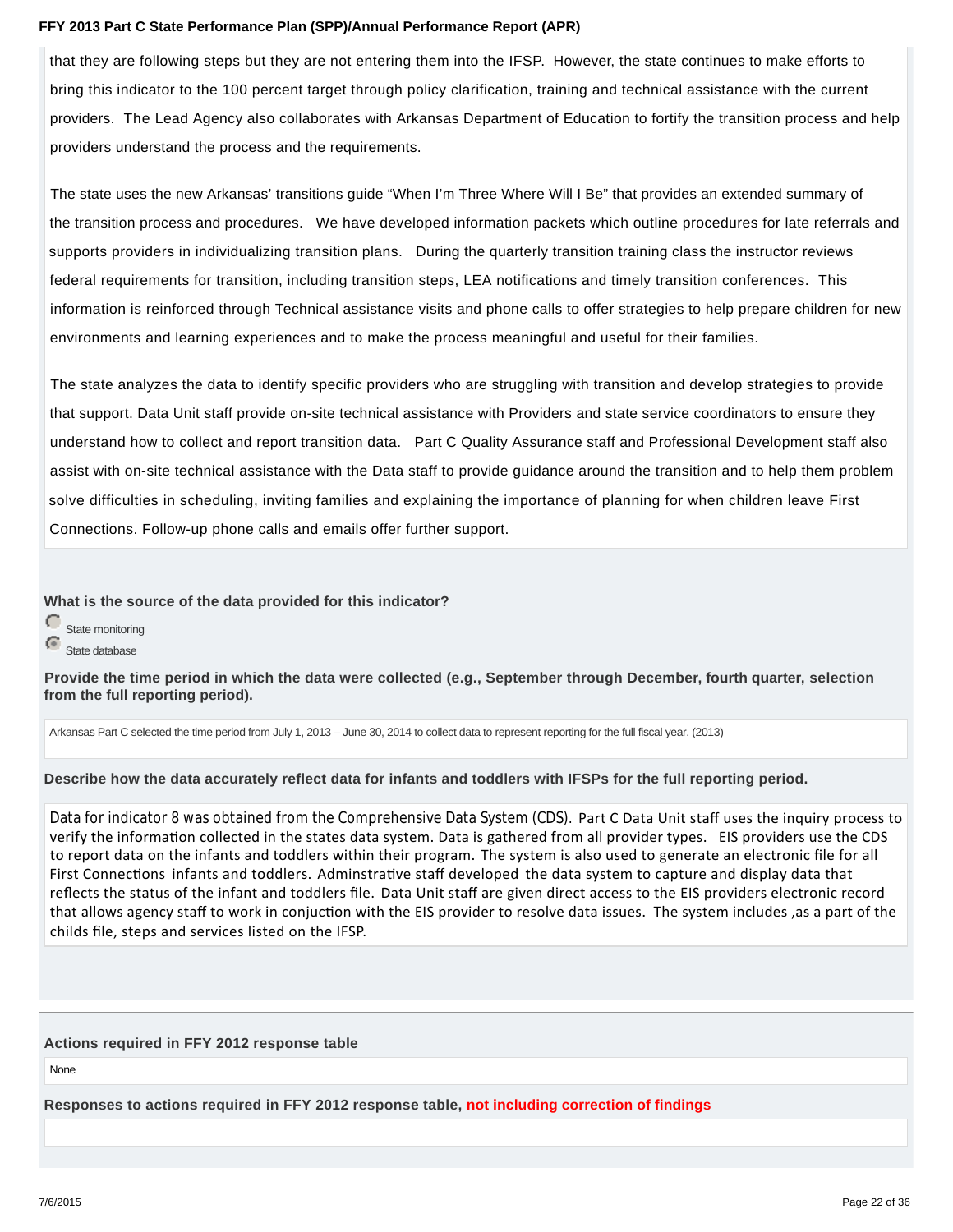that they are following steps but they are not entering them into the IFSP. However, the state continues to make efforts to bring this indicator to the 100 percent target through policy clarification, training and technical assistance with the current providers. The Lead Agency also collaborates with Arkansas Department of Education to fortify the transition process and help providers understand the process and the requirements.

The state uses the new Arkansas' transitions guide "When I'm Three Where Will I Be" that provides an extended summary of the transition process and procedures. We have developed information packets which outline procedures for late referrals and supports providers in individualizing transition plans. During the quarterly transition training class the instructor reviews federal requirements for transition, including transition steps, LEA notifications and timely transition conferences. This information is reinforced through Technical assistance visits and phone calls to offer strategies to help prepare children for new environments and learning experiences and to make the process meaningful and useful for their families.

The state analyzes the data to identify specific providers who are struggling with transition and develop strategies to provide that support. Data Unit staff provide on-site technical assistance with Providers and state service coordinators to ensure they understand how to collect and report transition data. Part C Quality Assurance staff and Professional Development staff also assist with on-site technical assistance with the Data staff to provide guidance around the transition and to help them problem solve difficulties in scheduling, inviting families and explaining the importance of planning for when children leave First Connections. Follow-up phone calls and emails offer further support.

**What is the source of the data provided for this indicator?**

- ○ State monitoring
- ● State database

**Provide the time period in which the data were collected (e.g., September through December, fourth quarter, selection from the full reporting period).**

Arkansas Part C selected the time period from July 1, 2013 – June 30, 2014 to collect data to represent reporting for the full fiscal year. (2013)

**Describe how the data accurately reflect data for infants and toddlers with IFSPs for the full reporting period.**

Data for indicator 8 was obtained from the Comprehensive Data System (CDS). Part C Data Unit staff uses the inquiry process to verify the information collected in the states data system. Data is gathered from all provider types. EIS providers use the CDS to report data on the infants and toddlers within their program. The system is also used to generate an electronic file for all First Connections infants and toddlers. Adminstrative staff developed the data system to capture and display data that reflects the status of the infant and toddlers file. Data Unit staff are given direct access to the EIS providers electronic record that allows agency staff to work in conjuction with the EIS provider to resolve data issues. The system includes ,as a part of the childs file, steps and services listed on the IFSP.

**Actions required in FFY 2012 response table**

None

**Responses to actions required in FFY 2012 response table, not including correction of findings**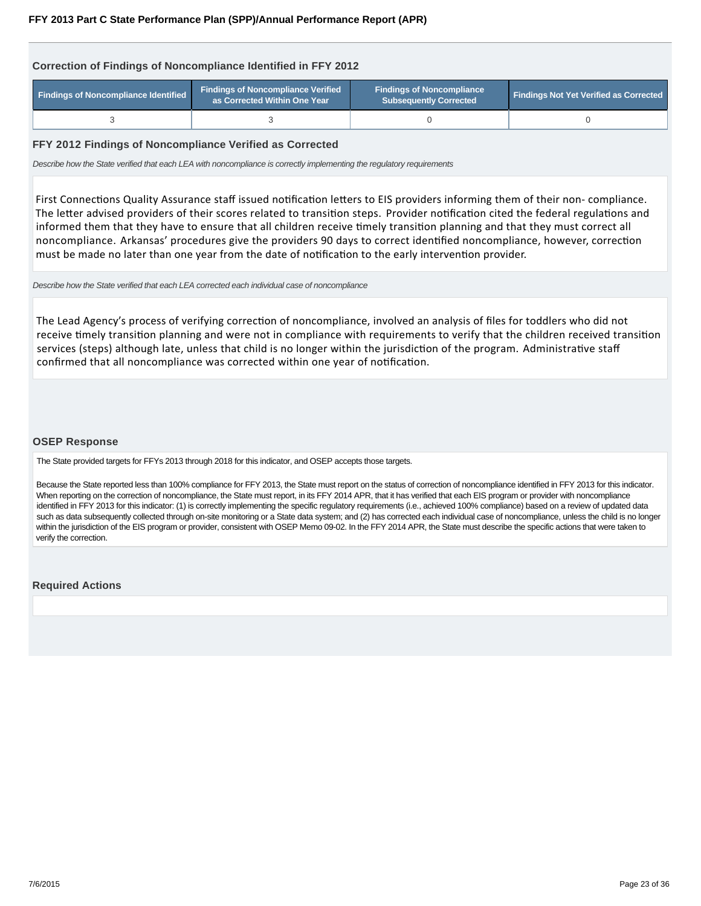### Correction of Findings of Noncompliance Identified in FFY 2012

| Findings of Noncompliance Identified | Findings of Noncompliance Verified as Corrected Within One Year | Findings of Noncompliance Subsequently Corrected | Findings Not Yet Verified as Corrected |
|---|---|---|---|
| 3 | 3 | 0 | 0 |

### FFY 2012 Findings of Noncompliance Verified as Corrected

*Describe how the State verified that each LEA with noncompliance is correctly implementing the regulatory requirements*

First Connections Quality Assurance staff issued notification letters to EIS providers informing them of their non- compliance. The letter advised providers of their scores related to transition steps. Provider notification cited the federal regulations and informed them that they have to ensure that all children receive timely transition planning and that they must correct all noncompliance. Arkansas' procedures give the providers 90 days to correct identified noncompliance, however, correction must be made no later than one year from the date of notification to the early intervention provider.

*Describe how the State verified that each LEA corrected each individual case of noncompliance*

The Lead Agency's process of verifying correction of noncompliance, involved an analysis of files for toddlers who did not receive timely transition planning and were not in compliance with requirements to verify that the children received transition services (steps) although late, unless that child is no longer within the jurisdiction of the program. Administrative staff confirmed that all noncompliance was corrected within one year of notification.

### OSEP Response

The State provided targets for FFYs 2013 through 2018 for this indicator, and OSEP accepts those targets.

Because the State reported less than 100% compliance for FFY 2013, the State must report on the status of correction of noncompliance identified in FFY 2013 for this indicator. When reporting on the correction of noncompliance, the State must report, in its FFY 2014 APR, that it has verified that each EIS program or provider with noncompliance identified in FFY 2013 for this indicator: (1) is correctly implementing the specific regulatory requirements (i.e., achieved 100% compliance) based on a review of updated data such as data subsequently collected through on-site monitoring or a State data system; and (2) has corrected each individual case of noncompliance, unless the child is no longer within the jurisdiction of the EIS program or provider, consistent with OSEP Memo 09-02. In the FFY 2014 APR, the State must describe the specific actions that were taken to verify the correction.

### Required Actions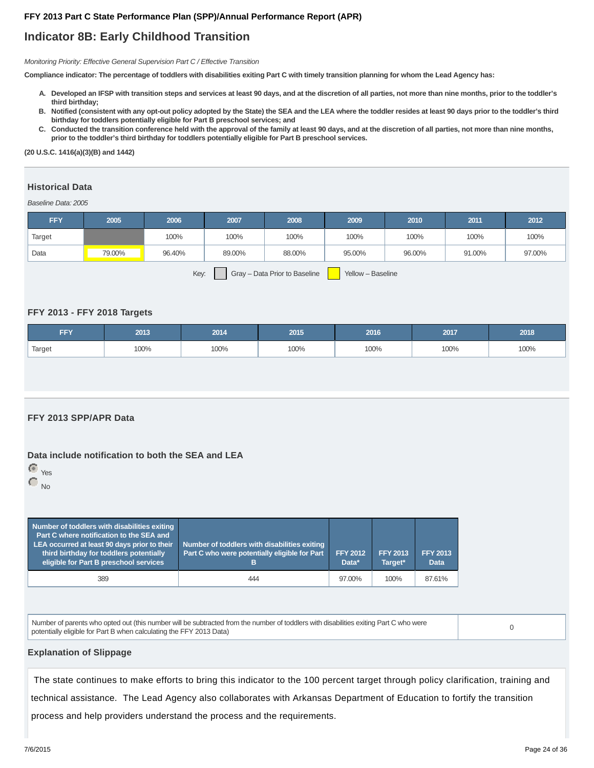**FFY 2013 Part C State Performance Plan (SPP)/Annual Performance Report (APR)**

# Indicator 8B: Early Childhood Transition

*Monitoring Priority: Effective General Supervision Part C / Effective Transition*

**Compliance indicator: The percentage of toddlers with disabilities exiting Part C with timely transition planning for whom the Lead Agency has:**

A. **Developed an IFSP with transition steps and services at least 90 days, and at the discretion of all parties, not more than nine months, prior to the toddler's third birthday;**
B. **Notified (consistent with any opt-out policy adopted by the State) the SEA and the LEA where the toddler resides at least 90 days prior to the toddler's third birthday for toddlers potentially eligible for Part B preschool services; and**
C. **Conducted the transition conference held with the approval of the family at least 90 days, and at the discretion of all parties, not more than nine months, prior to the toddler's third birthday for toddlers potentially eligible for Part B preschool services.**

**(20 U.S.C. 1416(a)(3)(B) and 1442)**

## Historical Data

*Baseline Data: 2005*

| FFY | 2005 | 2006 | 2007 | 2008 | 2009 | 2010 | 2011 | 2012 |
|---|---|---|---|---|---|---|---|---|
| Target | | 100% | 100% | 100% | 100% | 100% | 100% | 100% |
| Data | 79.00% | 96.40% | 89.00% | 88.00% | 95.00% | 96.00% | 91.00% | 97.00% |

Key: Gray – Data Prior to Baseline, Yellow – Baseline

## FFY 2013 - FFY 2018 Targets

| FFY | 2013 | 2014 | 2015 | 2016 | 2017 | 2018 |
|---|---|---|---|---|---|---|
| Target | 100% | 100% | 100% | 100% | 100% | 100% |

## FFY 2013 SPP/APR Data

### Data include notification to both the SEA and LEA

- (selected) Yes
- No

| Number of toddlers with disabilities exiting Part C where notification to the SEA and LEA occurred at least 90 days prior to their third birthday for toddlers potentially eligible for Part B preschool services | Number of toddlers with disabilities exiting Part C who were potentially eligible for Part B | FFY 2012 Data* | FFY 2013 Target* | FFY 2013 Data |
|---|---|---|---|---|
| 389 | 444 | 97.00% | 100% | 87.61% |

| Number of parents who opted out (this number will be subtracted from the number of toddlers with disabilities exiting Part C who were potentially eligible for Part B when calculating the FFY 2013 Data) | 0 |
|---|---|

### Explanation of Slippage

The state continues to make efforts to bring this indicator to the 100 percent target through policy clarification, training and technical assistance. The Lead Agency also collaborates with Arkansas Department of Education to fortify the transition process and help providers understand the process and the requirements.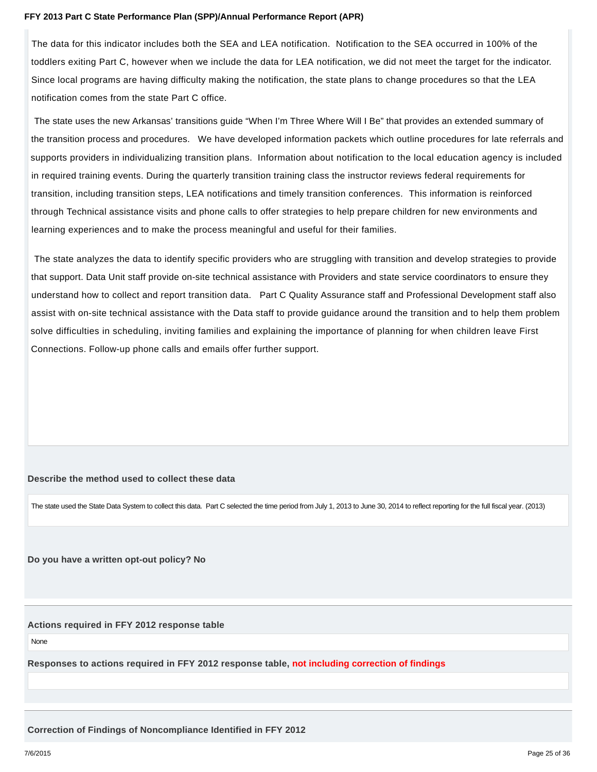The data for this indicator includes both the SEA and LEA notification. Notification to the SEA occurred in 100% of the toddlers exiting Part C, however when we include the data for LEA notification, we did not meet the target for the indicator. Since local programs are having difficulty making the notification, the state plans to change procedures so that the LEA notification comes from the state Part C office.

The state uses the new Arkansas' transitions guide "When I'm Three Where Will I Be" that provides an extended summary of the transition process and procedures. We have developed information packets which outline procedures for late referrals and supports providers in individualizing transition plans. Information about notification to the local education agency is included in required training events. During the quarterly transition training class the instructor reviews federal requirements for transition, including transition steps, LEA notifications and timely transition conferences. This information is reinforced through Technical assistance visits and phone calls to offer strategies to help prepare children for new environments and learning experiences and to make the process meaningful and useful for their families.

The state analyzes the data to identify specific providers who are struggling with transition and develop strategies to provide that support. Data Unit staff provide on-site technical assistance with Providers and state service coordinators to ensure they understand how to collect and report transition data. Part C Quality Assurance staff and Professional Development staff also assist with on-site technical assistance with the Data staff to provide guidance around the transition and to help them problem solve difficulties in scheduling, inviting families and explaining the importance of planning for when children leave First Connections. Follow-up phone calls and emails offer further support.

**Describe the method used to collect these data**

The state used the State Data System to collect this data. Part C selected the time period from July 1, 2013 to June 30, 2014 to reflect reporting for the full fiscal year. (2013)

**Do you have a written opt-out policy? No**

**Actions required in FFY 2012 response table**

None

**Responses to actions required in FFY 2012 response table, not including correction of findings**

**Correction of Findings of Noncompliance Identified in FFY 2012**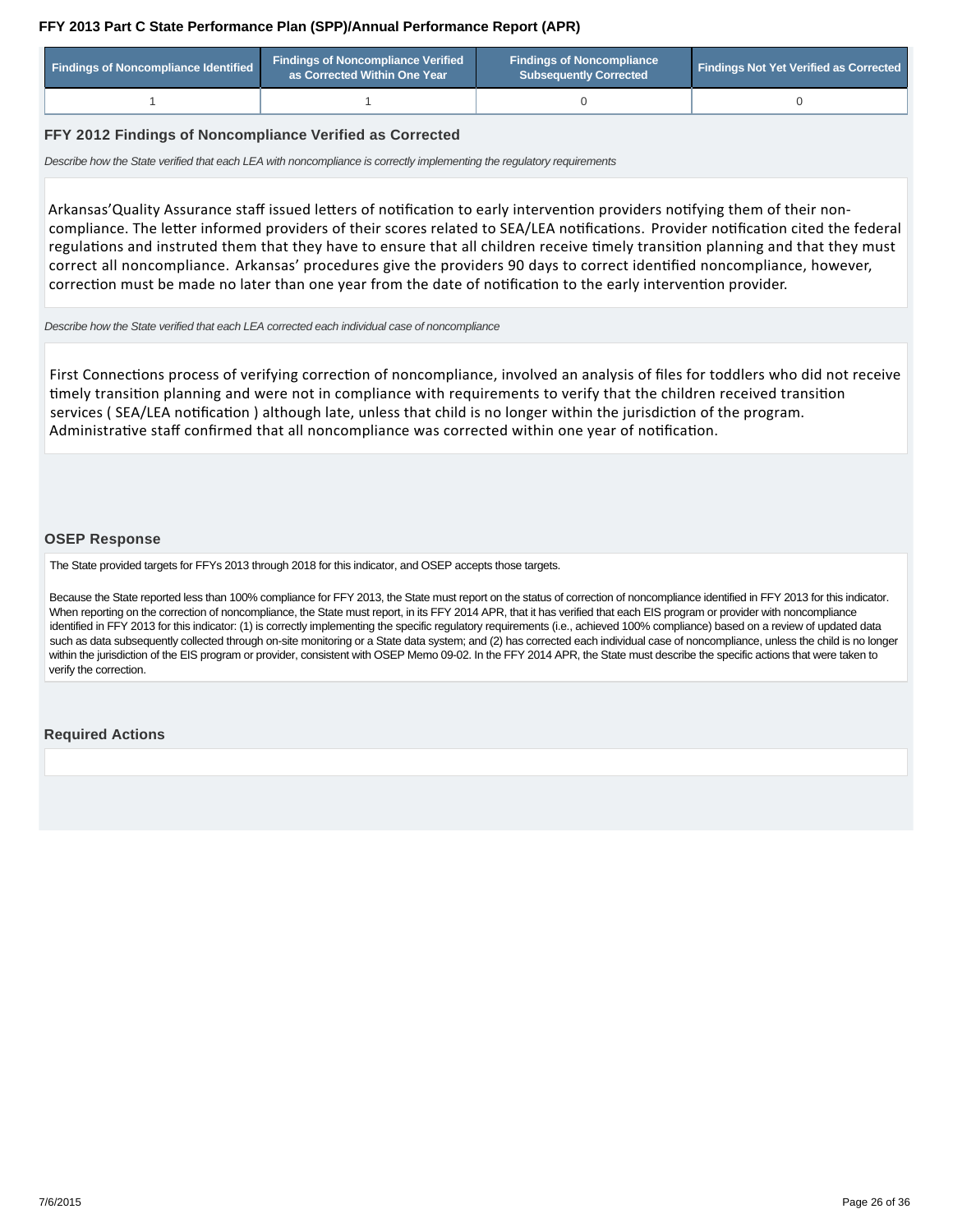| Findings of Noncompliance Identified | Findings of Noncompliance Verified as Corrected Within One Year | Findings of Noncompliance Subsequently Corrected | Findings Not Yet Verified as Corrected |
|---|---|---|---|
| 1 | 1 | 0 | 0 |

### FFY 2012 Findings of Noncompliance Verified as Corrected

*Describe how the State verified that each LEA with noncompliance is correctly implementing the regulatory requirements*

Arkansas'Quality Assurance staff issued letters of notification to early intervention providers notifying them of their non-compliance. The letter informed providers of their scores related to SEA/LEA notifications. Provider notification cited the federal regulations and instruted them that they have to ensure that all children receive timely transition planning and that they must correct all noncompliance. Arkansas' procedures give the providers 90 days to correct identified noncompliance, however, correction must be made no later than one year from the date of notification to the early intervention provider.

*Describe how the State verified that each LEA corrected each individual case of noncompliance*

First Connections process of verifying correction of noncompliance, involved an analysis of files for toddlers who did not receive timely transition planning and were not in compliance with requirements to verify that the children received transition services ( SEA/LEA notification ) although late, unless that child is no longer within the jurisdiction of the program. Administrative staff confirmed that all noncompliance was corrected within one year of notification.

### OSEP Response

The State provided targets for FFYs 2013 through 2018 for this indicator, and OSEP accepts those targets.

Because the State reported less than 100% compliance for FFY 2013, the State must report on the status of correction of noncompliance identified in FFY 2013 for this indicator. When reporting on the correction of noncompliance, the State must report, in its FFY 2014 APR, that it has verified that each EIS program or provider with noncompliance identified in FFY 2013 for this indicator: (1) is correctly implementing the specific regulatory requirements (i.e., achieved 100% compliance) based on a review of updated data such as data subsequently collected through on-site monitoring or a State data system; and (2) has corrected each individual case of noncompliance, unless the child is no longer within the jurisdiction of the EIS program or provider, consistent with OSEP Memo 09-02. In the FFY 2014 APR, the State must describe the specific actions that were taken to verify the correction.

### Required Actions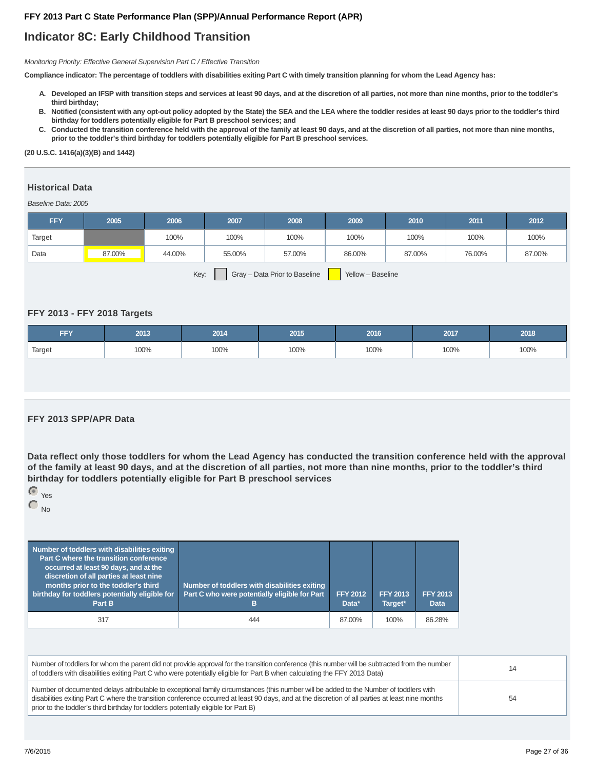FFY 2013 Part C State Performance Plan (SPP)/Annual Performance Report (APR)

# Indicator 8C: Early Childhood Transition

*Monitoring Priority: Effective General Supervision Part C / Effective Transition*

**Compliance indicator: The percentage of toddlers with disabilities exiting Part C with timely transition planning for whom the Lead Agency has:**

A. **Developed an IFSP with transition steps and services at least 90 days, and at the discretion of all parties, not more than nine months, prior to the toddler's third birthday;**
B. **Notified (consistent with any opt-out policy adopted by the State) the SEA and the LEA where the toddler resides at least 90 days prior to the toddler's third birthday for toddlers potentially eligible for Part B preschool services; and**
C. **Conducted the transition conference held with the approval of the family at least 90 days, and at the discretion of all parties, not more than nine months, prior to the toddler's third birthday for toddlers potentially eligible for Part B preschool services.**

**(20 U.S.C. 1416(a)(3)(B) and 1442)**

## Historical Data

*Baseline Data: 2005*

| FFY | 2005 | 2006 | 2007 | 2008 | 2009 | 2010 | 2011 | 2012 |
|---|---|---|---|---|---|---|---|---|
| Target | | 100% | 100% | 100% | 100% | 100% | 100% | 100% |
| Data | 87.00% | 44.00% | 55.00% | 57.00% | 86.00% | 87.00% | 76.00% | 87.00% |

Key: Gray – Data Prior to Baseline | Yellow – Baseline

## FFY 2013 - FFY 2018 Targets

| FFY | 2013 | 2014 | 2015 | 2016 | 2017 | 2018 |
|---|---|---|---|---|---|---|
| Target | 100% | 100% | 100% | 100% | 100% | 100% |

## FFY 2013 SPP/APR Data

**Data reflect only those toddlers for whom the Lead Agency has conducted the transition conference held with the approval of the family at least 90 days, and at the discretion of all parties, not more than nine months, prior to the toddler's third birthday for toddlers potentially eligible for Part B preschool services**

- (selected) Yes
- No

| Number of toddlers with disabilities exiting Part C where the transition conference occurred at least 90 days, and at the discretion of all parties at least nine months prior to the toddler's third birthday for toddlers potentially eligible for Part B | Number of toddlers with disabilities exiting Part C who were potentially eligible for Part B | FFY 2012 Data* | FFY 2013 Target* | FFY 2013 Data |
|---|---|---|---|---|
| 317 | 444 | 87.00% | 100% | 86.28% |

| | |
|---|---|
| Number of toddlers for whom the parent did not provide approval for the transition conference (this number will be subtracted from the number of toddlers with disabilities exiting Part C who were potentially eligible for Part B when calculating the FFY 2013 Data) | 14 |
| Number of documented delays attributable to exceptional family circumstances (this number will be added to the Number of toddlers with disabilities exiting Part C where the transition conference occurred at least 90 days, and at the discretion of all parties at least nine months prior to the toddler's third birthday for toddlers potentially eligible for Part B) | 54 |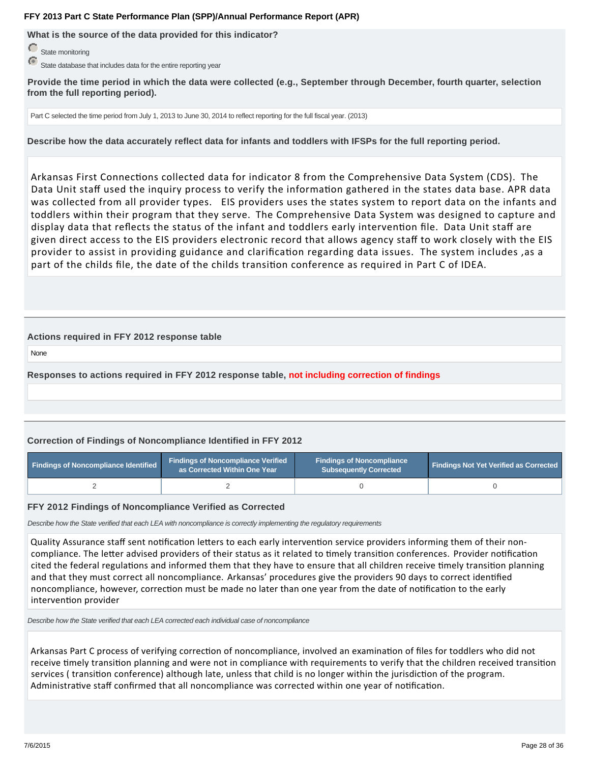**What is the source of the data provided for this indicator?**

- State monitoring
- State database that includes data for the entire reporting year

**Provide the time period in which the data were collected (e.g., September through December, fourth quarter, selection from the full reporting period).**

Part C selected the time period from July 1, 2013 to June 30, 2014 to reflect reporting for the full fiscal year. (2013)

**Describe how the data accurately reflect data for infants and toddlers with IFSPs for the full reporting period.**

Arkansas First Connections collected data for indicator 8 from the Comprehensive Data System (CDS). The Data Unit staff used the inquiry process to verify the information gathered in the states data base. APR data was collected from all provider types. EIS providers uses the states system to report data on the infants and toddlers within their program that they serve. The Comprehensive Data System was designed to capture and display data that reflects the status of the infant and toddlers early intervention file. Data Unit staff are given direct access to the EIS providers electronic record that allows agency staff to work closely with the EIS provider to assist in providing guidance and clarification regarding data issues. The system includes ,as a part of the childs file, the date of the childs transition conference as required in Part C of IDEA.

**Actions required in FFY 2012 response table**

None

**Responses to actions required in FFY 2012 response table, not including correction of findings**

**Correction of Findings of Noncompliance Identified in FFY 2012**

| Findings of Noncompliance Identified | Findings of Noncompliance Verified as Corrected Within One Year | Findings of Noncompliance Subsequently Corrected | Findings Not Yet Verified as Corrected |
|---|---|---|---|
| 2 | 2 | 0 | 0 |

**FFY 2012 Findings of Noncompliance Verified as Corrected**

*Describe how the State verified that each LEA with noncompliance is correctly implementing the regulatory requirements*

Quality Assurance staff sent notification letters to each early intervention service providers informing them of their non-compliance. The letter advised providers of their status as it related to timely transition conferences. Provider notification cited the federal regulations and informed them that they have to ensure that all children receive timely transition planning and that they must correct all noncompliance. Arkansas' procedures give the providers 90 days to correct identified noncompliance, however, correction must be made no later than one year from the date of notification to the early intervention provider

*Describe how the State verified that each LEA corrected each individual case of noncompliance*

Arkansas Part C process of verifying correction of noncompliance, involved an examination of files for toddlers who did not receive timely transition planning and were not in compliance with requirements to verify that the children received transition services ( transition conference) although late, unless that child is no longer within the jurisdiction of the program. Administrative staff confirmed that all noncompliance was corrected within one year of notification.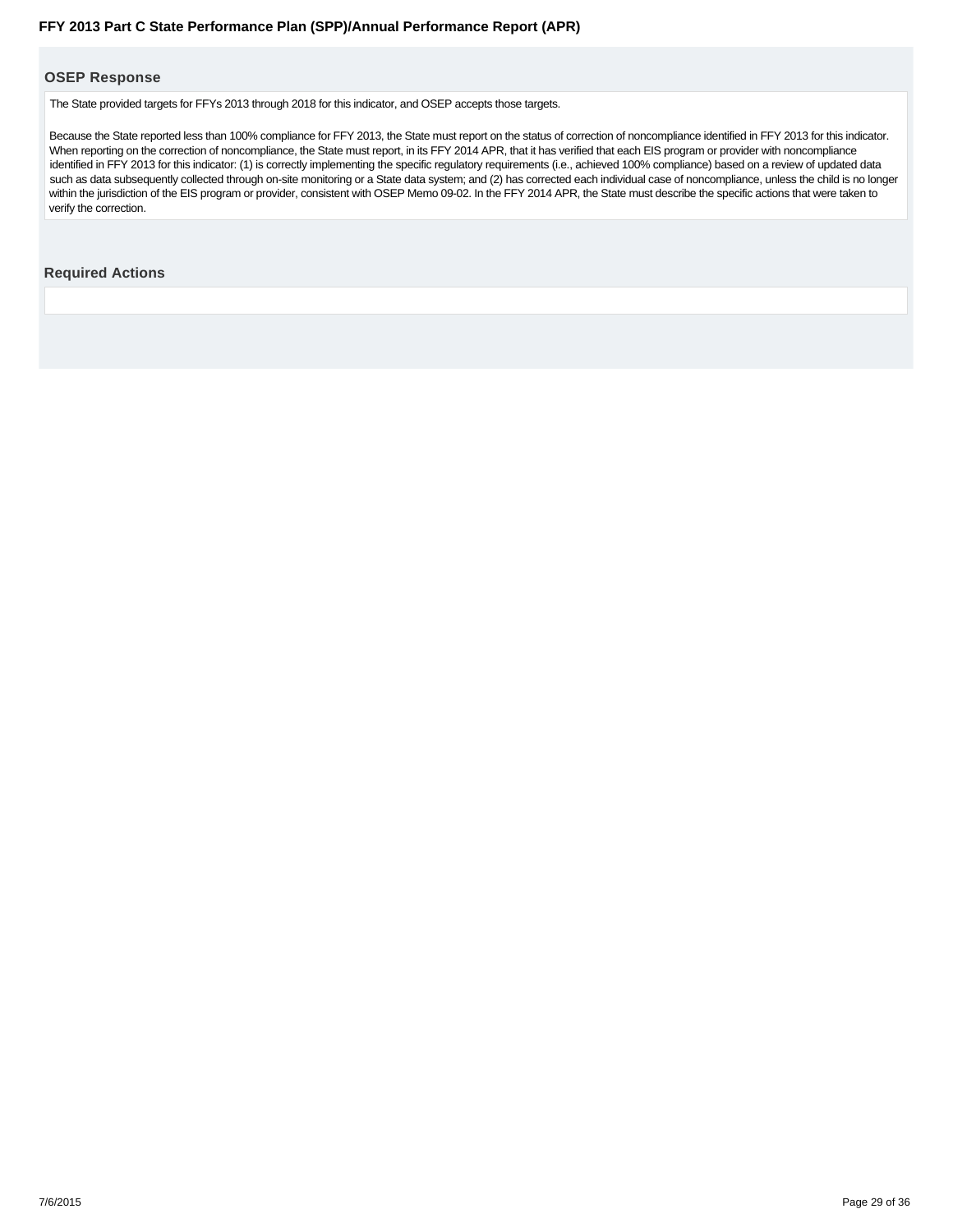## OSEP Response

The State provided targets for FFYs 2013 through 2018 for this indicator, and OSEP accepts those targets.

Because the State reported less than 100% compliance for FFY 2013, the State must report on the status of correction of noncompliance identified in FFY 2013 for this indicator. When reporting on the correction of noncompliance, the State must report, in its FFY 2014 APR, that it has verified that each EIS program or provider with noncompliance identified in FFY 2013 for this indicator: (1) is correctly implementing the specific regulatory requirements (i.e., achieved 100% compliance) based on a review of updated data such as data subsequently collected through on-site monitoring or a State data system; and (2) has corrected each individual case of noncompliance, unless the child is no longer within the jurisdiction of the EIS program or provider, consistent with OSEP Memo 09-02. In the FFY 2014 APR, the State must describe the specific actions that were taken to verify the correction.

## Required Actions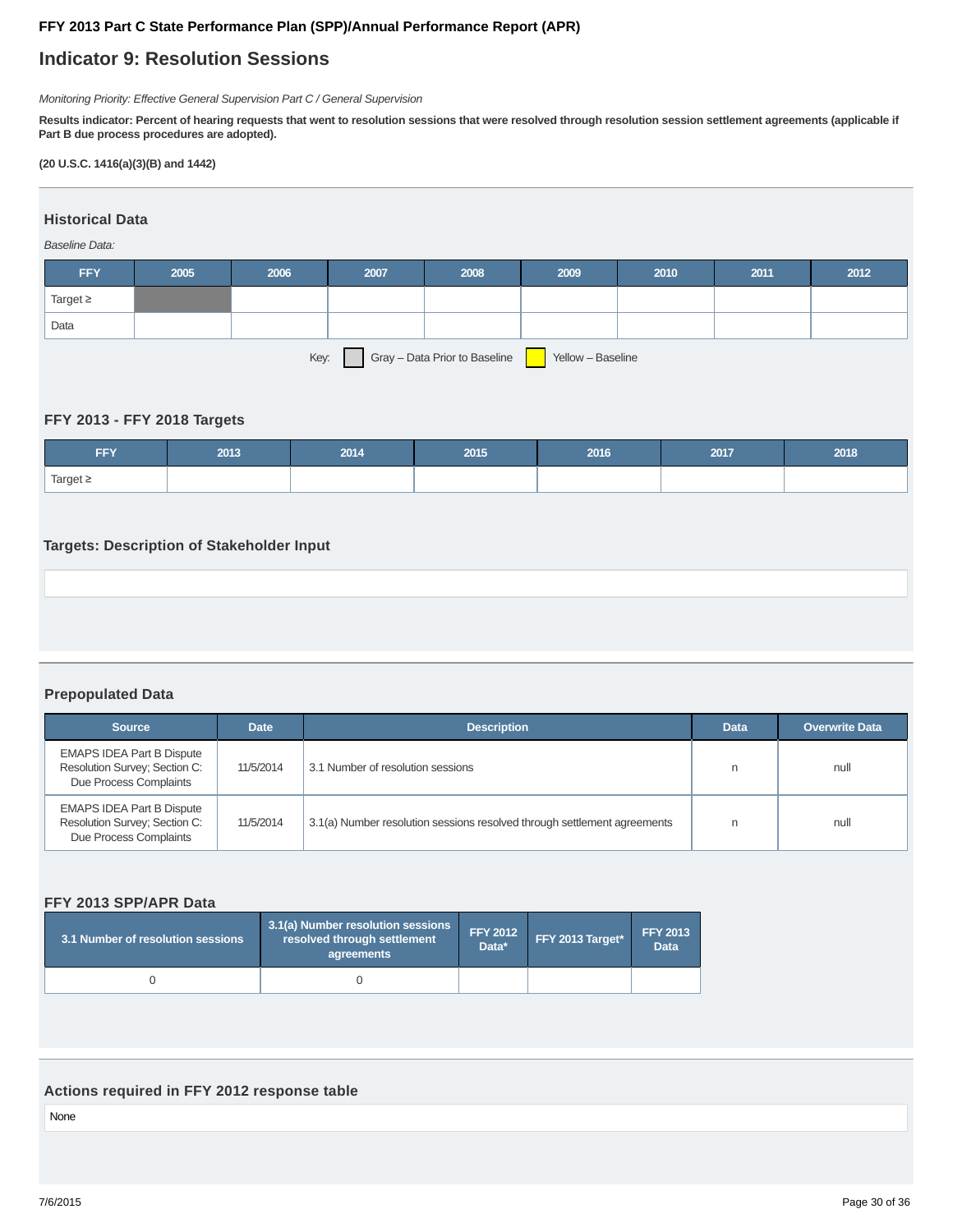**FFY 2013 Part C State Performance Plan (SPP)/Annual Performance Report (APR)**

# Indicator 9: Resolution Sessions

*Monitoring Priority: Effective General Supervision Part C / General Supervision*

**Results indicator: Percent of hearing requests that went to resolution sessions that were resolved through resolution session settlement agreements (applicable if Part B due process procedures are adopted).**

**(20 U.S.C. 1416(a)(3)(B) and 1442)**

## Historical Data

*Baseline Data:*

| FFY | 2005 | 2006 | 2007 | 2008 | 2009 | 2010 | 2011 | 2012 |
|---|---|---|---|---|---|---|---|---|
| Target ≥ | | | | | | | | |
| Data | | | | | | | | |

Key: Gray – Data Prior to Baseline   Yellow – Baseline

## FFY 2013 - FFY 2018 Targets

| FFY | 2013 | 2014 | 2015 | 2016 | 2017 | 2018 |
|---|---|---|---|---|---|---|
| Target ≥ | | | | | | |

## Targets: Description of Stakeholder Input

## Prepopulated Data

| Source | Date | Description | Data | Overwrite Data |
|---|---|---|---|---|
| EMAPS IDEA Part B Dispute Resolution Survey; Section C: Due Process Complaints | 11/5/2014 | 3.1 Number of resolution sessions | n | null |
| EMAPS IDEA Part B Dispute Resolution Survey; Section C: Due Process Complaints | 11/5/2014 | 3.1(a) Number resolution sessions resolved through settlement agreements | n | null |

## FFY 2013 SPP/APR Data

| 3.1 Number of resolution sessions | 3.1(a) Number resolution sessions resolved through settlement agreements | FFY 2012 Data* | FFY 2013 Target* | FFY 2013 Data |
|---|---|---|---|---|
| 0 | 0 | | | |

## Actions required in FFY 2012 response table

None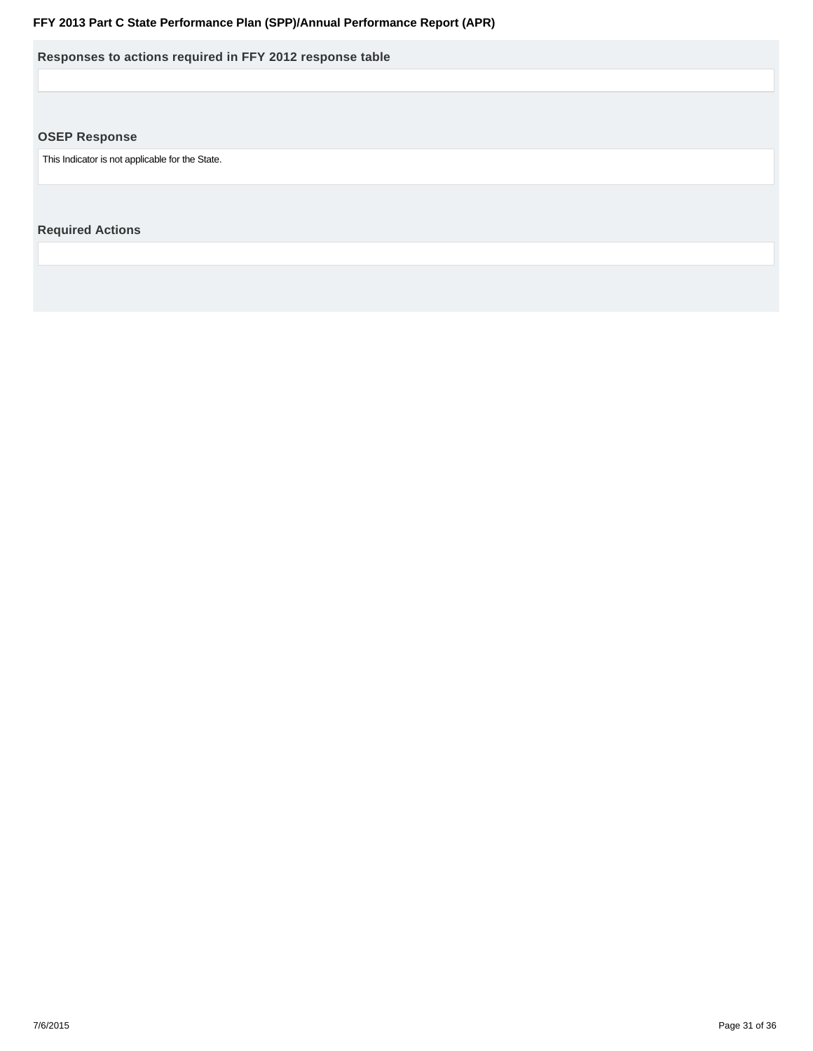### Responses to actions required in FFY 2012 response table

### OSEP Response

This Indicator is not applicable for the State.

### Required Actions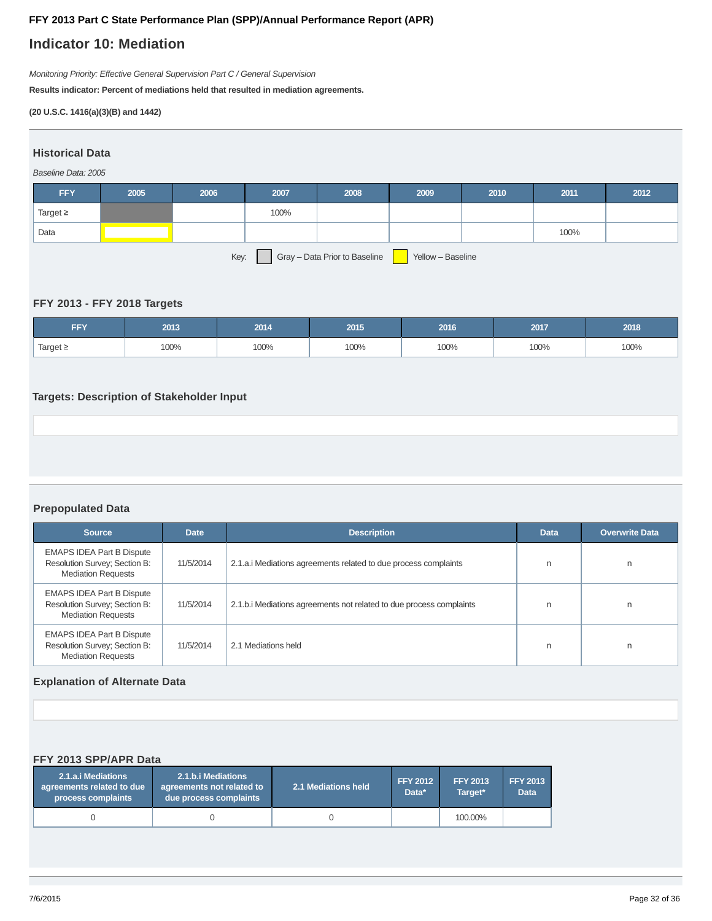FFY 2013 Part C State Performance Plan (SPP)/Annual Performance Report (APR)

# Indicator 10: Mediation

*Monitoring Priority: Effective General Supervision Part C / General Supervision*

**Results indicator: Percent of mediations held that resulted in mediation agreements.**

**(20 U.S.C. 1416(a)(3)(B) and 1442)**

## Historical Data

*Baseline Data: 2005*

| FFY | 2005 | 2006 | 2007 | 2008 | 2009 | 2010 | 2011 | 2012 |
|---|---|---|---|---|---|---|---|---|
| Target ≥ | | | 100% | | | | | |
| Data | | | | | | | 100% | |

Key: Gray – Data Prior to Baseline  Yellow – Baseline

## FFY 2013 - FFY 2018 Targets

| FFY | 2013 | 2014 | 2015 | 2016 | 2017 | 2018 |
|---|---|---|---|---|---|---|
| Target ≥ | 100% | 100% | 100% | 100% | 100% | 100% |

## Targets: Description of Stakeholder Input

## Prepopulated Data

| Source | Date | Description | Data | Overwrite Data |
|---|---|---|---|---|
| EMAPS IDEA Part B Dispute Resolution Survey; Section B: Mediation Requests | 11/5/2014 | 2.1.a.i Mediations agreements related to due process complaints | n | n |
| EMAPS IDEA Part B Dispute Resolution Survey; Section B: Mediation Requests | 11/5/2014 | 2.1.b.i Mediations agreements not related to due process complaints | n | n |
| EMAPS IDEA Part B Dispute Resolution Survey; Section B: Mediation Requests | 11/5/2014 | 2.1 Mediations held | n | n |

## Explanation of Alternate Data

## FFY 2013 SPP/APR Data

| 2.1.a.i Mediations agreements related to due process complaints | 2.1.b.i Mediations agreements not related to due process complaints | 2.1 Mediations held | FFY 2012 Data* | FFY 2013 Target* | FFY 2013 Data |
|---|---|---|---|---|---|
| 0 | 0 | 0 | | 100.00% | |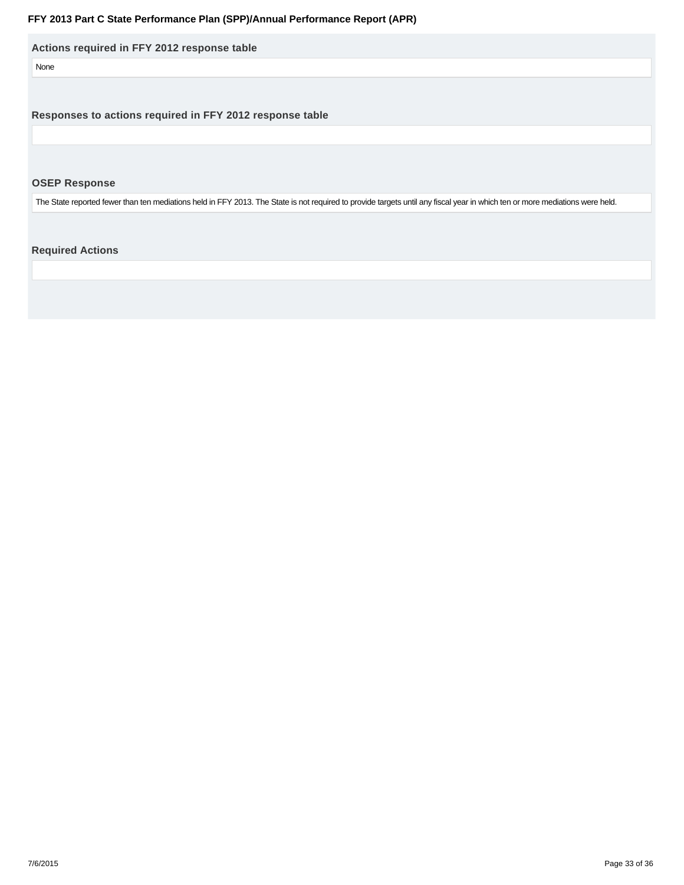### Actions required in FFY 2012 response table

None

### Responses to actions required in FFY 2012 response table

### OSEP Response

The State reported fewer than ten mediations held in FFY 2013. The State is not required to provide targets until any fiscal year in which ten or more mediations were held.

### Required Actions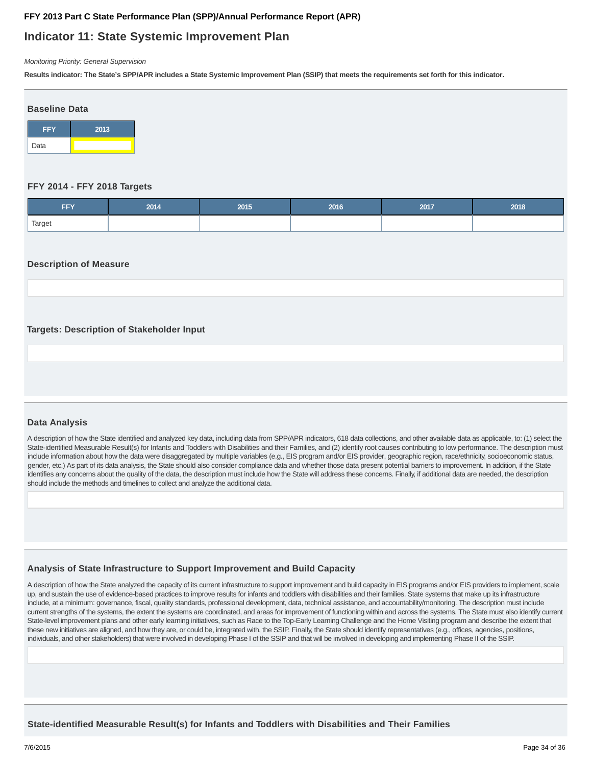**FFY 2013 Part C State Performance Plan (SPP)/Annual Performance Report (APR)**

# Indicator 11: State Systemic Improvement Plan

*Monitoring Priority: General Supervision*

**Results indicator: The State's SPP/APR includes a State Systemic Improvement Plan (SSIP) that meets the requirements set forth for this indicator.**

### Baseline Data

| FFY | 2013 |
|---|---|
| Data | |

### FFY 2014 - FFY 2018 Targets

| FFY | 2014 | 2015 | 2016 | 2017 | 2018 |
|---|---|---|---|---|---|
| Target | | | | | |

### Description of Measure

### Targets: Description of Stakeholder Input

### Data Analysis

A description of how the State identified and analyzed key data, including data from SPP/APR indicators, 618 data collections, and other available data as applicable, to: (1) select the State-identified Measurable Result(s) for Infants and Toddlers with Disabilities and their Families, and (2) identify root causes contributing to low performance. The description must include information about how the data were disaggregated by multiple variables (e.g., EIS program and/or EIS provider, geographic region, race/ethnicity, socioeconomic status, gender, etc.) As part of its data analysis, the State should also consider compliance data and whether those data present potential barriers to improvement. In addition, if the State identifies any concerns about the quality of the data, the description must include how the State will address these concerns. Finally, if additional data are needed, the description should include the methods and timelines to collect and analyze the additional data.

### Analysis of State Infrastructure to Support Improvement and Build Capacity

A description of how the State analyzed the capacity of its current infrastructure to support improvement and build capacity in EIS programs and/or EIS providers to implement, scale up, and sustain the use of evidence-based practices to improve results for infants and toddlers with disabilities and their families. State systems that make up its infrastructure include, at a minimum: governance, fiscal, quality standards, professional development, data, technical assistance, and accountability/monitoring. The description must include current strengths of the systems, the extent the systems are coordinated, and areas for improvement of functioning within and across the systems. The State must also identify current State-level improvement plans and other early learning initiatives, such as Race to the Top-Early Learning Challenge and the Home Visiting program and describe the extent that these new initiatives are aligned, and how they are, or could be, integrated with, the SSIP. Finally, the State should identify representatives (e.g., offices, agencies, positions, individuals, and other stakeholders) that were involved in developing Phase I of the SSIP and that will be involved in developing and implementing Phase II of the SSIP.

### State-identified Measurable Result(s) for Infants and Toddlers with Disabilities and Their Families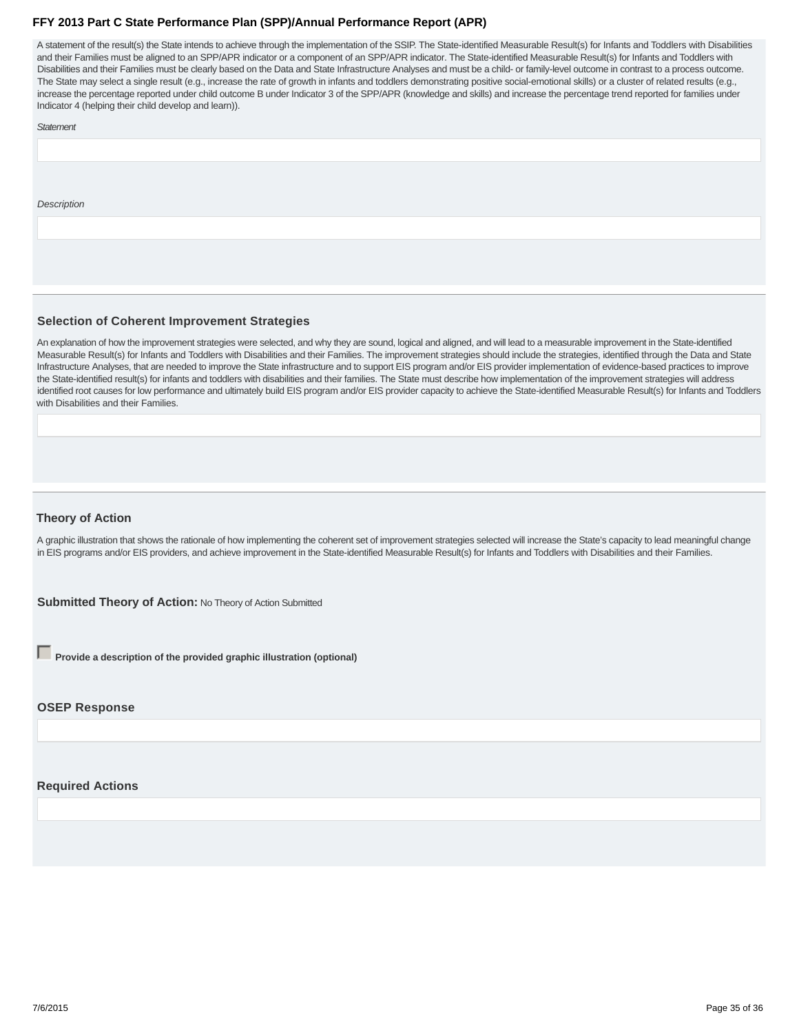A statement of the result(s) the State intends to achieve through the implementation of the SSIP. The State-identified Measurable Result(s) for Infants and Toddlers with Disabilities and their Families must be aligned to an SPP/APR indicator or a component of an SPP/APR indicator. The State-identified Measurable Result(s) for Infants and Toddlers with Disabilities and their Families must be clearly based on the Data and State Infrastructure Analyses and must be a child- or family-level outcome in contrast to a process outcome. The State may select a single result (e.g., increase the rate of growth in infants and toddlers demonstrating positive social-emotional skills) or a cluster of related results (e.g., increase the percentage reported under child outcome B under Indicator 3 of the SPP/APR (knowledge and skills) and increase the percentage trend reported for families under Indicator 4 (helping their child develop and learn)).

*Statement*

*Description*

### Selection of Coherent Improvement Strategies

An explanation of how the improvement strategies were selected, and why they are sound, logical and aligned, and will lead to a measurable improvement in the State-identified Measurable Result(s) for Infants and Toddlers with Disabilities and their Families. The improvement strategies should include the strategies, identified through the Data and State Infrastructure Analyses, that are needed to improve the State infrastructure and to support EIS program and/or EIS provider implementation of evidence-based practices to improve the State-identified result(s) for infants and toddlers with disabilities and their families. The State must describe how implementation of the improvement strategies will address identified root causes for low performance and ultimately build EIS program and/or EIS provider capacity to achieve the State-identified Measurable Result(s) for Infants and Toddlers with Disabilities and their Families.

### Theory of Action

A graphic illustration that shows the rationale of how implementing the coherent set of improvement strategies selected will increase the State's capacity to lead meaningful change in EIS programs and/or EIS providers, and achieve improvement in the State-identified Measurable Result(s) for Infants and Toddlers with Disabilities and their Families.

**Submitted Theory of Action:** No Theory of Action Submitted

☐ **Provide a description of the provided graphic illustration (optional)**

### OSEP Response

### Required Actions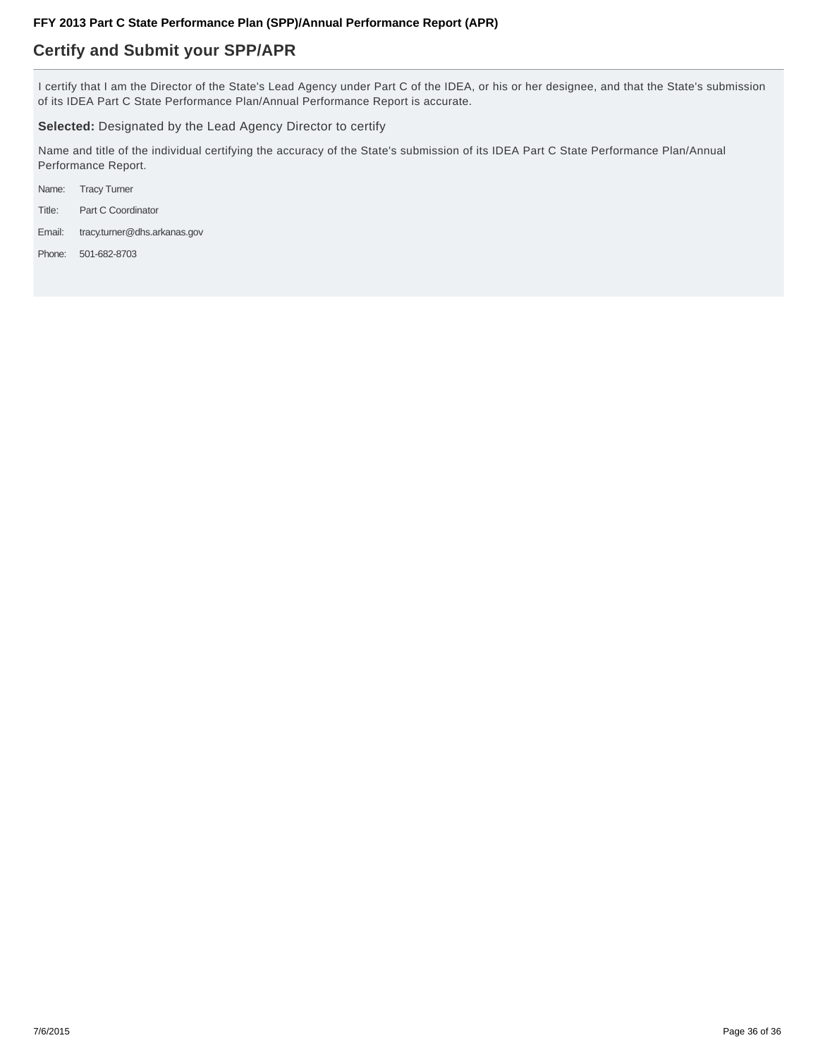## Certify and Submit your SPP/APR

I certify that I am the Director of the State's Lead Agency under Part C of the IDEA, or his or her designee, and that the State's submission of its IDEA Part C State Performance Plan/Annual Performance Report is accurate.

**Selected:** Designated by the Lead Agency Director to certify

Name and title of the individual certifying the accuracy of the State's submission of its IDEA Part C State Performance Plan/Annual Performance Report.

Name: Tracy Turner

Title: Part C Coordinator

Email: tracy.turner@dhs.arkanas.gov

Phone: 501-682-8703